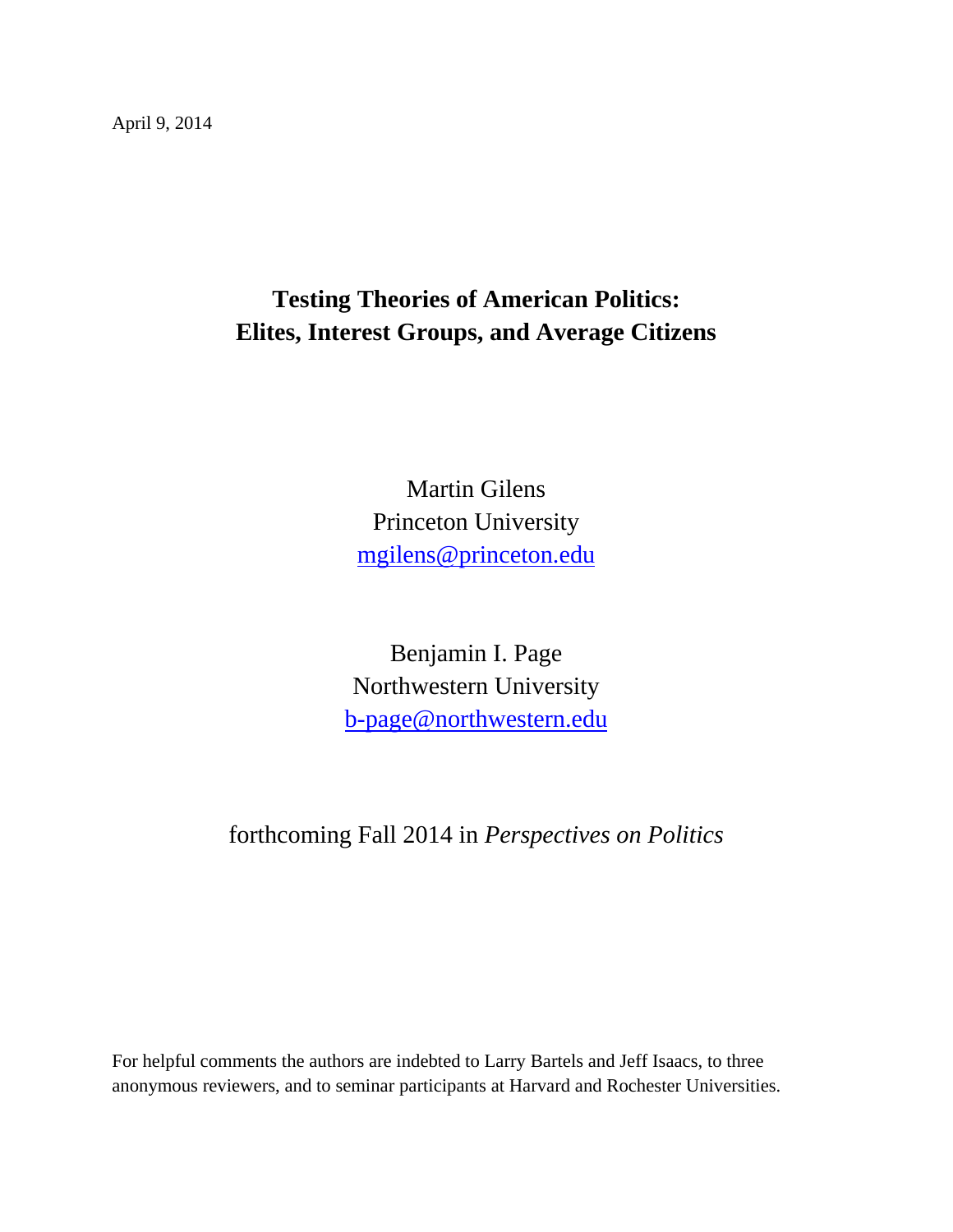April 9, 2014

# Testing Theories of American Politics: Elites, Interest Groups, and Average Citizens

Martin Gilens
Princeton University
mgilens@princeton.edu

Benjamin I. Page
Northwestern University
b-page@northwestern.edu

forthcoming Fall 2014 in *Perspectives on Politics*

For helpful comments the authors are indebted to Larry Bartels and Jeff Isaacs, to three anonymous reviewers, and to seminar participants at Harvard and Rochester Universities.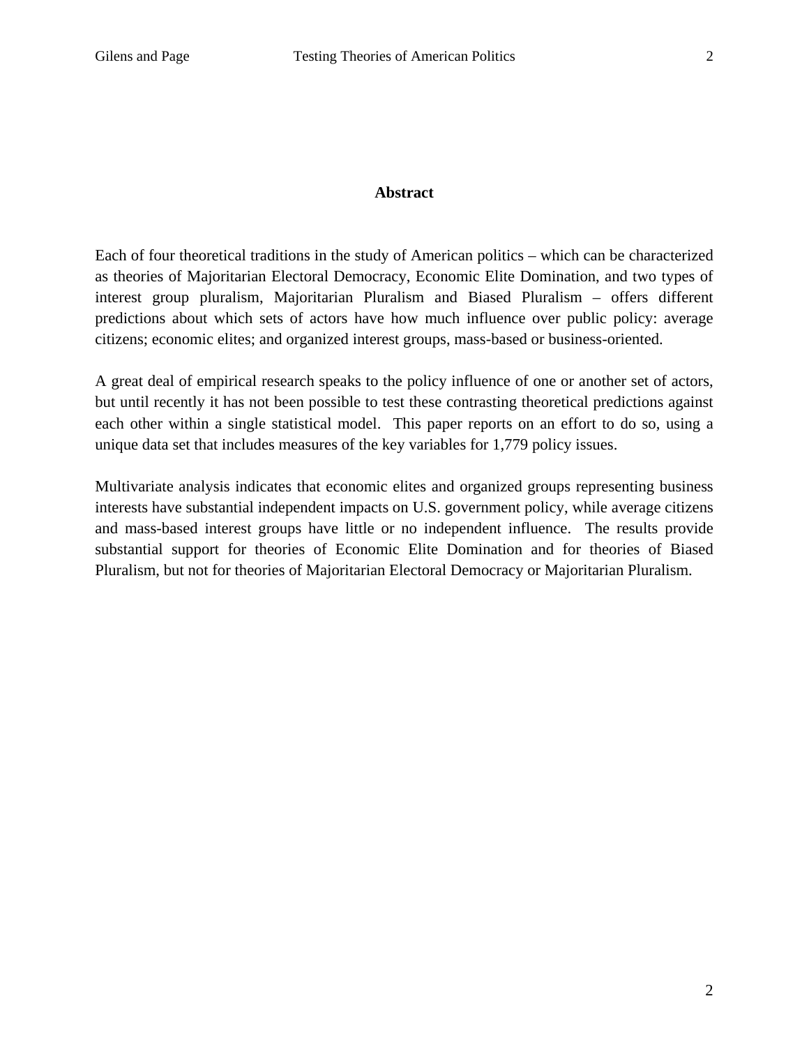## Abstract

Each of four theoretical traditions in the study of American politics – which can be characterized as theories of Majoritarian Electoral Democracy, Economic Elite Domination, and two types of interest group pluralism, Majoritarian Pluralism and Biased Pluralism – offers different predictions about which sets of actors have how much influence over public policy: average citizens; economic elites; and organized interest groups, mass-based or business-oriented.

A great deal of empirical research speaks to the policy influence of one or another set of actors, but until recently it has not been possible to test these contrasting theoretical predictions against each other within a single statistical model. This paper reports on an effort to do so, using a unique data set that includes measures of the key variables for 1,779 policy issues.

Multivariate analysis indicates that economic elites and organized groups representing business interests have substantial independent impacts on U.S. government policy, while average citizens and mass-based interest groups have little or no independent influence. The results provide substantial support for theories of Economic Elite Domination and for theories of Biased Pluralism, but not for theories of Majoritarian Electoral Democracy or Majoritarian Pluralism.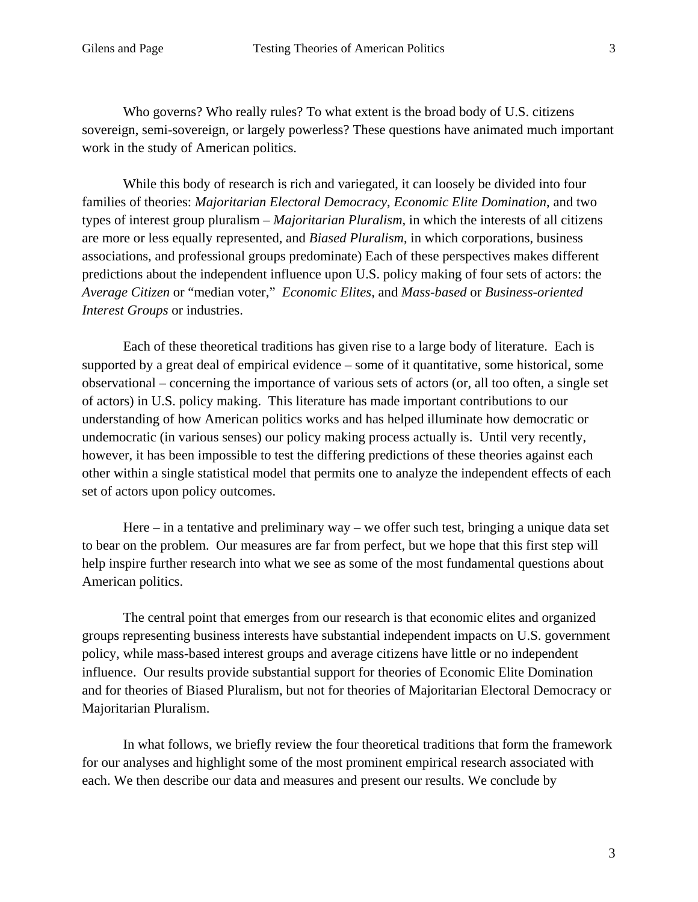Who governs? Who really rules? To what extent is the broad body of U.S. citizens sovereign, semi-sovereign, or largely powerless? These questions have animated much important work in the study of American politics.

While this body of research is rich and variegated, it can loosely be divided into four families of theories: *Majoritarian Electoral Democracy*, *Economic Elite Domination*, and two types of interest group pluralism – *Majoritarian Pluralism*, in which the interests of all citizens are more or less equally represented, and *Biased Pluralism*, in which corporations, business associations, and professional groups predominate) Each of these perspectives makes different predictions about the independent influence upon U.S. policy making of four sets of actors: the *Average Citizen* or "median voter," *Economic Elites*, and *Mass-based* or *Business-oriented Interest Groups* or industries.

Each of these theoretical traditions has given rise to a large body of literature. Each is supported by a great deal of empirical evidence – some of it quantitative, some historical, some observational – concerning the importance of various sets of actors (or, all too often, a single set of actors) in U.S. policy making. This literature has made important contributions to our understanding of how American politics works and has helped illuminate how democratic or undemocratic (in various senses) our policy making process actually is. Until very recently, however, it has been impossible to test the differing predictions of these theories against each other within a single statistical model that permits one to analyze the independent effects of each set of actors upon policy outcomes.

Here – in a tentative and preliminary way – we offer such test, bringing a unique data set to bear on the problem. Our measures are far from perfect, but we hope that this first step will help inspire further research into what we see as some of the most fundamental questions about American politics.

The central point that emerges from our research is that economic elites and organized groups representing business interests have substantial independent impacts on U.S. government policy, while mass-based interest groups and average citizens have little or no independent influence. Our results provide substantial support for theories of Economic Elite Domination and for theories of Biased Pluralism, but not for theories of Majoritarian Electoral Democracy or Majoritarian Pluralism.

In what follows, we briefly review the four theoretical traditions that form the framework for our analyses and highlight some of the most prominent empirical research associated with each. We then describe our data and measures and present our results. We conclude by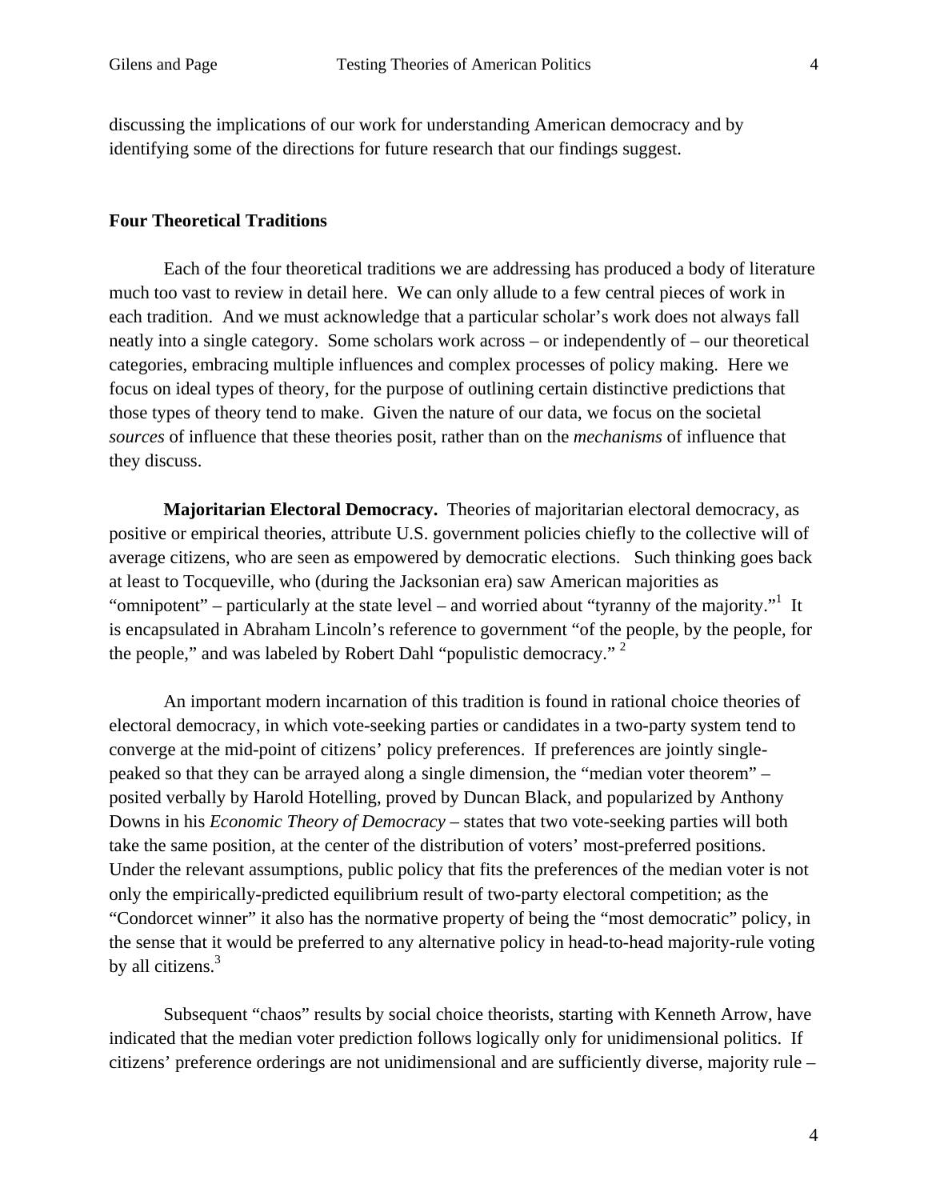discussing the implications of our work for understanding American democracy and by identifying some of the directions for future research that our findings suggest.

## Four Theoretical Traditions

Each of the four theoretical traditions we are addressing has produced a body of literature much too vast to review in detail here. We can only allude to a few central pieces of work in each tradition. And we must acknowledge that a particular scholar's work does not always fall neatly into a single category. Some scholars work across – or independently of – our theoretical categories, embracing multiple influences and complex processes of policy making. Here we focus on ideal types of theory, for the purpose of outlining certain distinctive predictions that those types of theory tend to make. Given the nature of our data, we focus on the societal *sources* of influence that these theories posit, rather than on the *mechanisms* of influence that they discuss.

**Majoritarian Electoral Democracy.** Theories of majoritarian electoral democracy, as positive or empirical theories, attribute U.S. government policies chiefly to the collective will of average citizens, who are seen as empowered by democratic elections. Such thinking goes back at least to Tocqueville, who (during the Jacksonian era) saw American majorities as "omnipotent" – particularly at the state level – and worried about "tyranny of the majority."[1] It is encapsulated in Abraham Lincoln's reference to government "of the people, by the people, for the people," and was labeled by Robert Dahl "populistic democracy." [2]

An important modern incarnation of this tradition is found in rational choice theories of electoral democracy, in which vote-seeking parties or candidates in a two-party system tend to converge at the mid-point of citizens' policy preferences. If preferences are jointly single-peaked so that they can be arrayed along a single dimension, the "median voter theorem" – posited verbally by Harold Hotelling, proved by Duncan Black, and popularized by Anthony Downs in his *Economic Theory of Democracy* – states that two vote-seeking parties will both take the same position, at the center of the distribution of voters' most-preferred positions. Under the relevant assumptions, public policy that fits the preferences of the median voter is not only the empirically-predicted equilibrium result of two-party electoral competition; as the "Condorcet winner" it also has the normative property of being the "most democratic" policy, in the sense that it would be preferred to any alternative policy in head-to-head majority-rule voting by all citizens.[3]

Subsequent "chaos" results by social choice theorists, starting with Kenneth Arrow, have indicated that the median voter prediction follows logically only for unidimensional politics. If citizens' preference orderings are not unidimensional and are sufficiently diverse, majority rule –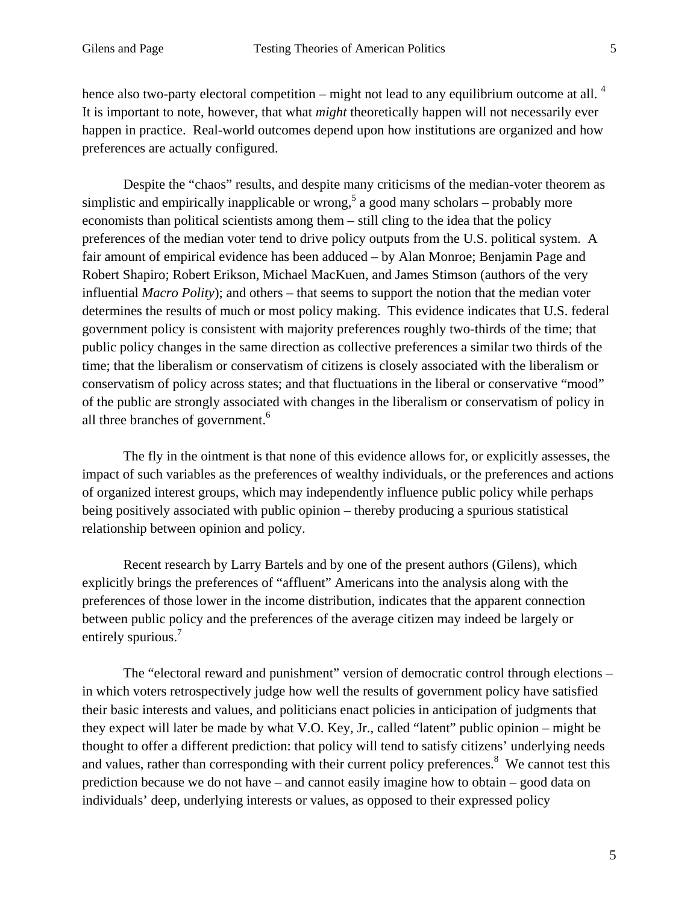hence also two-party electoral competition – might not lead to any equilibrium outcome at all. [4] It is important to note, however, that what *might* theoretically happen will not necessarily ever happen in practice. Real-world outcomes depend upon how institutions are organized and how preferences are actually configured.

Despite the "chaos" results, and despite many criticisms of the median-voter theorem as simplistic and empirically inapplicable or wrong,[5] a good many scholars – probably more economists than political scientists among them – still cling to the idea that the policy preferences of the median voter tend to drive policy outputs from the U.S. political system. A fair amount of empirical evidence has been adduced – by Alan Monroe; Benjamin Page and Robert Shapiro; Robert Erikson, Michael MacKuen, and James Stimson (authors of the very influential *Macro Polity*); and others – that seems to support the notion that the median voter determines the results of much or most policy making. This evidence indicates that U.S. federal government policy is consistent with majority preferences roughly two-thirds of the time; that public policy changes in the same direction as collective preferences a similar two thirds of the time; that the liberalism or conservatism of citizens is closely associated with the liberalism or conservatism of policy across states; and that fluctuations in the liberal or conservative "mood" of the public are strongly associated with changes in the liberalism or conservatism of policy in all three branches of government.[6]

The fly in the ointment is that none of this evidence allows for, or explicitly assesses, the impact of such variables as the preferences of wealthy individuals, or the preferences and actions of organized interest groups, which may independently influence public policy while perhaps being positively associated with public opinion – thereby producing a spurious statistical relationship between opinion and policy.

Recent research by Larry Bartels and by one of the present authors (Gilens), which explicitly brings the preferences of "affluent" Americans into the analysis along with the preferences of those lower in the income distribution, indicates that the apparent connection between public policy and the preferences of the average citizen may indeed be largely or entirely spurious.[7]

The "electoral reward and punishment" version of democratic control through elections – in which voters retrospectively judge how well the results of government policy have satisfied their basic interests and values, and politicians enact policies in anticipation of judgments that they expect will later be made by what V.O. Key, Jr., called "latent" public opinion – might be thought to offer a different prediction: that policy will tend to satisfy citizens' underlying needs and values, rather than corresponding with their current policy preferences.[8] We cannot test this prediction because we do not have – and cannot easily imagine how to obtain – good data on individuals' deep, underlying interests or values, as opposed to their expressed policy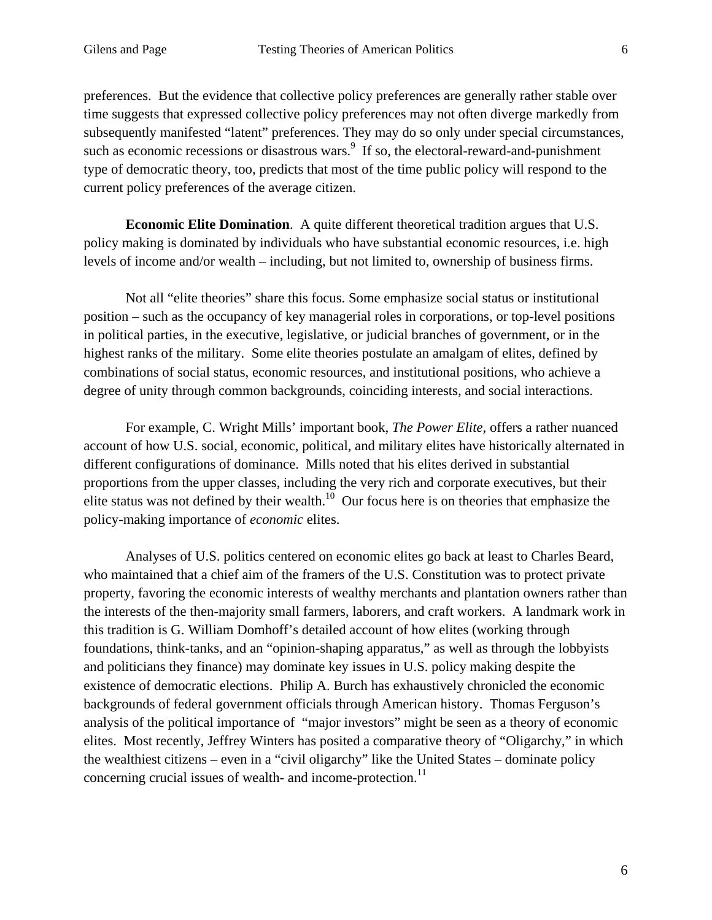preferences. But the evidence that collective policy preferences are generally rather stable over time suggests that expressed collective policy preferences may not often diverge markedly from subsequently manifested "latent" preferences. They may do so only under special circumstances, such as economic recessions or disastrous wars.[9] If so, the electoral-reward-and-punishment type of democratic theory, too, predicts that most of the time public policy will respond to the current policy preferences of the average citizen.

**Economic Elite Domination**. A quite different theoretical tradition argues that U.S. policy making is dominated by individuals who have substantial economic resources, i.e. high levels of income and/or wealth – including, but not limited to, ownership of business firms.

Not all "elite theories" share this focus. Some emphasize social status or institutional position – such as the occupancy of key managerial roles in corporations, or top-level positions in political parties, in the executive, legislative, or judicial branches of government, or in the highest ranks of the military. Some elite theories postulate an amalgam of elites, defined by combinations of social status, economic resources, and institutional positions, who achieve a degree of unity through common backgrounds, coinciding interests, and social interactions.

For example, C. Wright Mills' important book, *The Power Elite*, offers a rather nuanced account of how U.S. social, economic, political, and military elites have historically alternated in different configurations of dominance. Mills noted that his elites derived in substantial proportions from the upper classes, including the very rich and corporate executives, but their elite status was not defined by their wealth.[10] Our focus here is on theories that emphasize the policy-making importance of *economic* elites.

Analyses of U.S. politics centered on economic elites go back at least to Charles Beard, who maintained that a chief aim of the framers of the U.S. Constitution was to protect private property, favoring the economic interests of wealthy merchants and plantation owners rather than the interests of the then-majority small farmers, laborers, and craft workers. A landmark work in this tradition is G. William Domhoff's detailed account of how elites (working through foundations, think-tanks, and an "opinion-shaping apparatus," as well as through the lobbyists and politicians they finance) may dominate key issues in U.S. policy making despite the existence of democratic elections. Philip A. Burch has exhaustively chronicled the economic backgrounds of federal government officials through American history. Thomas Ferguson's analysis of the political importance of "major investors" might be seen as a theory of economic elites. Most recently, Jeffrey Winters has posited a comparative theory of "Oligarchy," in which the wealthiest citizens – even in a "civil oligarchy" like the United States – dominate policy concerning crucial issues of wealth- and income-protection.[11]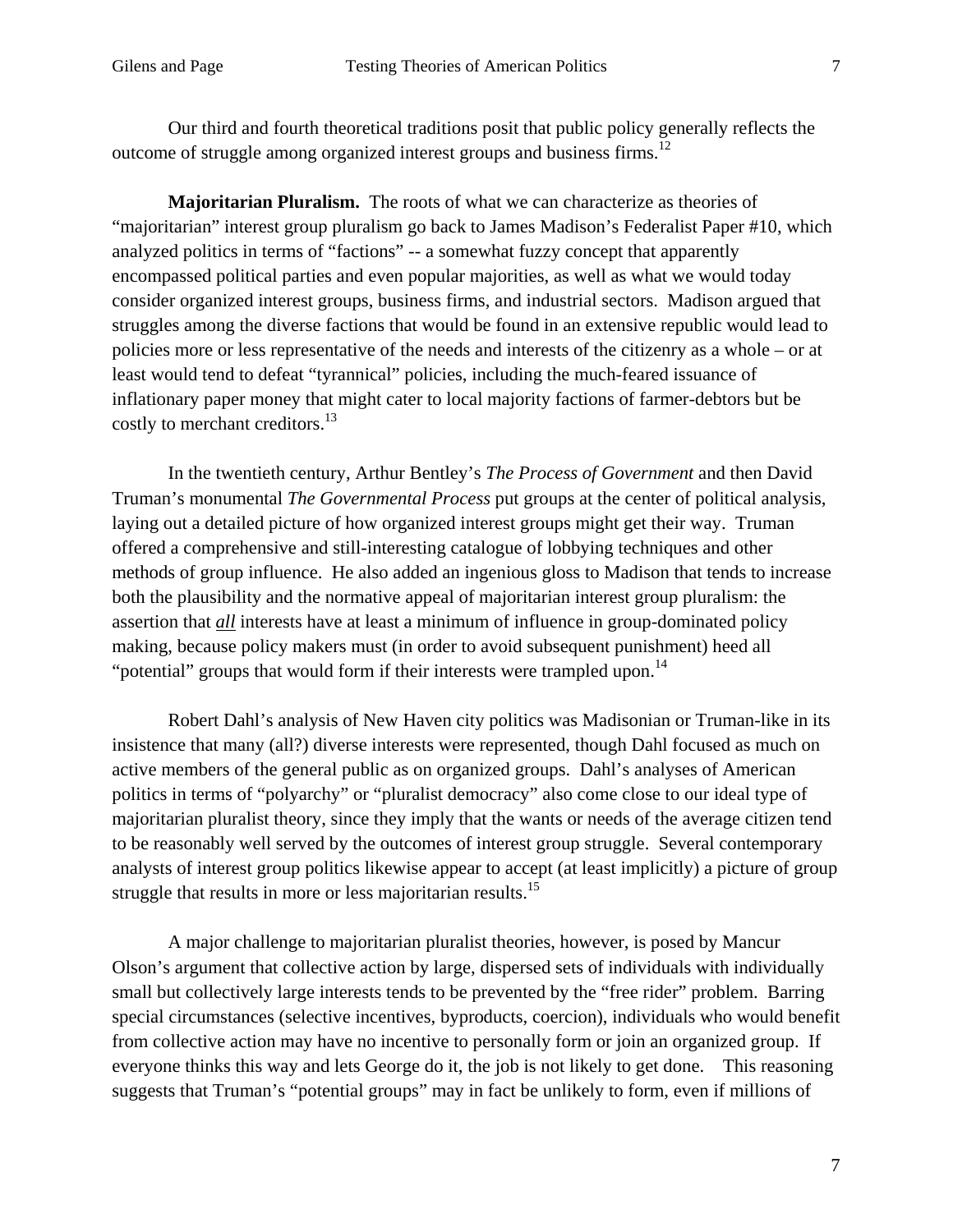Our third and fourth theoretical traditions posit that public policy generally reflects the outcome of struggle among organized interest groups and business firms.[12]

**Majoritarian Pluralism.** The roots of what we can characterize as theories of "majoritarian" interest group pluralism go back to James Madison's Federalist Paper #10, which analyzed politics in terms of "factions" -- a somewhat fuzzy concept that apparently encompassed political parties and even popular majorities, as well as what we would today consider organized interest groups, business firms, and industrial sectors. Madison argued that struggles among the diverse factions that would be found in an extensive republic would lead to policies more or less representative of the needs and interests of the citizenry as a whole – or at least would tend to defeat "tyrannical" policies, including the much-feared issuance of inflationary paper money that might cater to local majority factions of farmer-debtors but be costly to merchant creditors.[13]

In the twentieth century, Arthur Bentley's *The Process of Government* and then David Truman's monumental *The Governmental Process* put groups at the center of political analysis, laying out a detailed picture of how organized interest groups might get their way. Truman offered a comprehensive and still-interesting catalogue of lobbying techniques and other methods of group influence. He also added an ingenious gloss to Madison that tends to increase both the plausibility and the normative appeal of majoritarian interest group pluralism: the assertion that ***all*** interests have at least a minimum of influence in group-dominated policy making, because policy makers must (in order to avoid subsequent punishment) heed all "potential" groups that would form if their interests were trampled upon.[14]

Robert Dahl's analysis of New Haven city politics was Madisonian or Truman-like in its insistence that many (all?) diverse interests were represented, though Dahl focused as much on active members of the general public as on organized groups. Dahl's analyses of American politics in terms of "polyarchy" or "pluralist democracy" also come close to our ideal type of majoritarian pluralist theory, since they imply that the wants or needs of the average citizen tend to be reasonably well served by the outcomes of interest group struggle. Several contemporary analysts of interest group politics likewise appear to accept (at least implicitly) a picture of group struggle that results in more or less majoritarian results.[15]

A major challenge to majoritarian pluralist theories, however, is posed by Mancur Olson's argument that collective action by large, dispersed sets of individuals with individually small but collectively large interests tends to be prevented by the "free rider" problem. Barring special circumstances (selective incentives, byproducts, coercion), individuals who would benefit from collective action may have no incentive to personally form or join an organized group. If everyone thinks this way and lets George do it, the job is not likely to get done. This reasoning suggests that Truman's "potential groups" may in fact be unlikely to form, even if millions of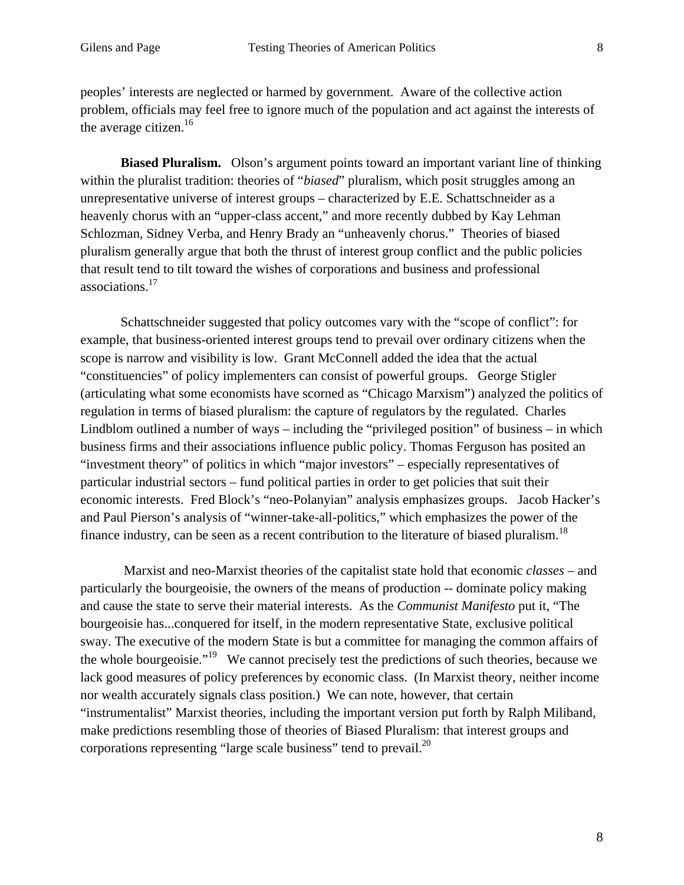peoples' interests are neglected or harmed by government. Aware of the collective action problem, officials may feel free to ignore much of the population and act against the interests of the average citizen.[16]

**Biased Pluralism.** Olson's argument points toward an important variant line of thinking within the pluralist tradition: theories of "*biased*" pluralism, which posit struggles among an unrepresentative universe of interest groups – characterized by E.E. Schattschneider as a heavenly chorus with an "upper-class accent," and more recently dubbed by Kay Lehman Schlozman, Sidney Verba, and Henry Brady an "unheavenly chorus." Theories of biased pluralism generally argue that both the thrust of interest group conflict and the public policies that result tend to tilt toward the wishes of corporations and business and professional associations.[17]

Schattschneider suggested that policy outcomes vary with the "scope of conflict": for example, that business-oriented interest groups tend to prevail over ordinary citizens when the scope is narrow and visibility is low. Grant McConnell added the idea that the actual "constituencies" of policy implementers can consist of powerful groups. George Stigler (articulating what some economists have scorned as "Chicago Marxism") analyzed the politics of regulation in terms of biased pluralism: the capture of regulators by the regulated. Charles Lindblom outlined a number of ways – including the "privileged position" of business – in which business firms and their associations influence public policy. Thomas Ferguson has posited an "investment theory" of politics in which "major investors" – especially representatives of particular industrial sectors – fund political parties in order to get policies that suit their economic interests. Fred Block's "neo-Polanyian" analysis emphasizes groups. Jacob Hacker's and Paul Pierson's analysis of "winner-take-all-politics," which emphasizes the power of the finance industry, can be seen as a recent contribution to the literature of biased pluralism.[18]

Marxist and neo-Marxist theories of the capitalist state hold that economic *classes* – and particularly the bourgeoisie, the owners of the means of production -- dominate policy making and cause the state to serve their material interests. As the *Communist Manifesto* put it, "The bourgeoisie has...conquered for itself, in the modern representative State, exclusive political sway. The executive of the modern State is but a committee for managing the common affairs of the whole bourgeoisie."[19] We cannot precisely test the predictions of such theories, because we lack good measures of policy preferences by economic class. (In Marxist theory, neither income nor wealth accurately signals class position.) We can note, however, that certain "instrumentalist" Marxist theories, including the important version put forth by Ralph Miliband, make predictions resembling those of theories of Biased Pluralism: that interest groups and corporations representing "large scale business" tend to prevail.[20]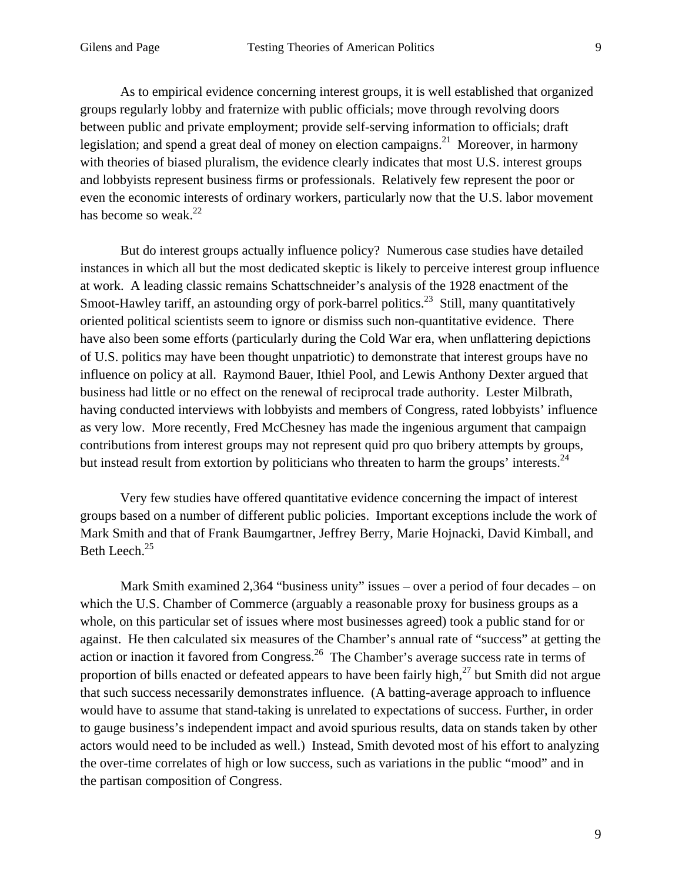As to empirical evidence concerning interest groups, it is well established that organized groups regularly lobby and fraternize with public officials; move through revolving doors between public and private employment; provide self-serving information to officials; draft legislation; and spend a great deal of money on election campaigns.[21] Moreover, in harmony with theories of biased pluralism, the evidence clearly indicates that most U.S. interest groups and lobbyists represent business firms or professionals. Relatively few represent the poor or even the economic interests of ordinary workers, particularly now that the U.S. labor movement has become so weak.[22]

But do interest groups actually influence policy? Numerous case studies have detailed instances in which all but the most dedicated skeptic is likely to perceive interest group influence at work. A leading classic remains Schattschneider's analysis of the 1928 enactment of the Smoot-Hawley tariff, an astounding orgy of pork-barrel politics.[23] Still, many quantitatively oriented political scientists seem to ignore or dismiss such non-quantitative evidence. There have also been some efforts (particularly during the Cold War era, when unflattering depictions of U.S. politics may have been thought unpatriotic) to demonstrate that interest groups have no influence on policy at all. Raymond Bauer, Ithiel Pool, and Lewis Anthony Dexter argued that business had little or no effect on the renewal of reciprocal trade authority. Lester Milbrath, having conducted interviews with lobbyists and members of Congress, rated lobbyists' influence as very low. More recently, Fred McChesney has made the ingenious argument that campaign contributions from interest groups may not represent quid pro quo bribery attempts by groups, but instead result from extortion by politicians who threaten to harm the groups' interests.[24]

Very few studies have offered quantitative evidence concerning the impact of interest groups based on a number of different public policies. Important exceptions include the work of Mark Smith and that of Frank Baumgartner, Jeffrey Berry, Marie Hojnacki, David Kimball, and Beth Leech.[25]

Mark Smith examined 2,364 "business unity" issues – over a period of four decades – on which the U.S. Chamber of Commerce (arguably a reasonable proxy for business groups as a whole, on this particular set of issues where most businesses agreed) took a public stand for or against. He then calculated six measures of the Chamber's annual rate of "success" at getting the action or inaction it favored from Congress.[26] The Chamber's average success rate in terms of proportion of bills enacted or defeated appears to have been fairly high,[27] but Smith did not argue that such success necessarily demonstrates influence. (A batting-average approach to influence would have to assume that stand-taking is unrelated to expectations of success. Further, in order to gauge business's independent impact and avoid spurious results, data on stands taken by other actors would need to be included as well.) Instead, Smith devoted most of his effort to analyzing the over-time correlates of high or low success, such as variations in the public "mood" and in the partisan composition of Congress.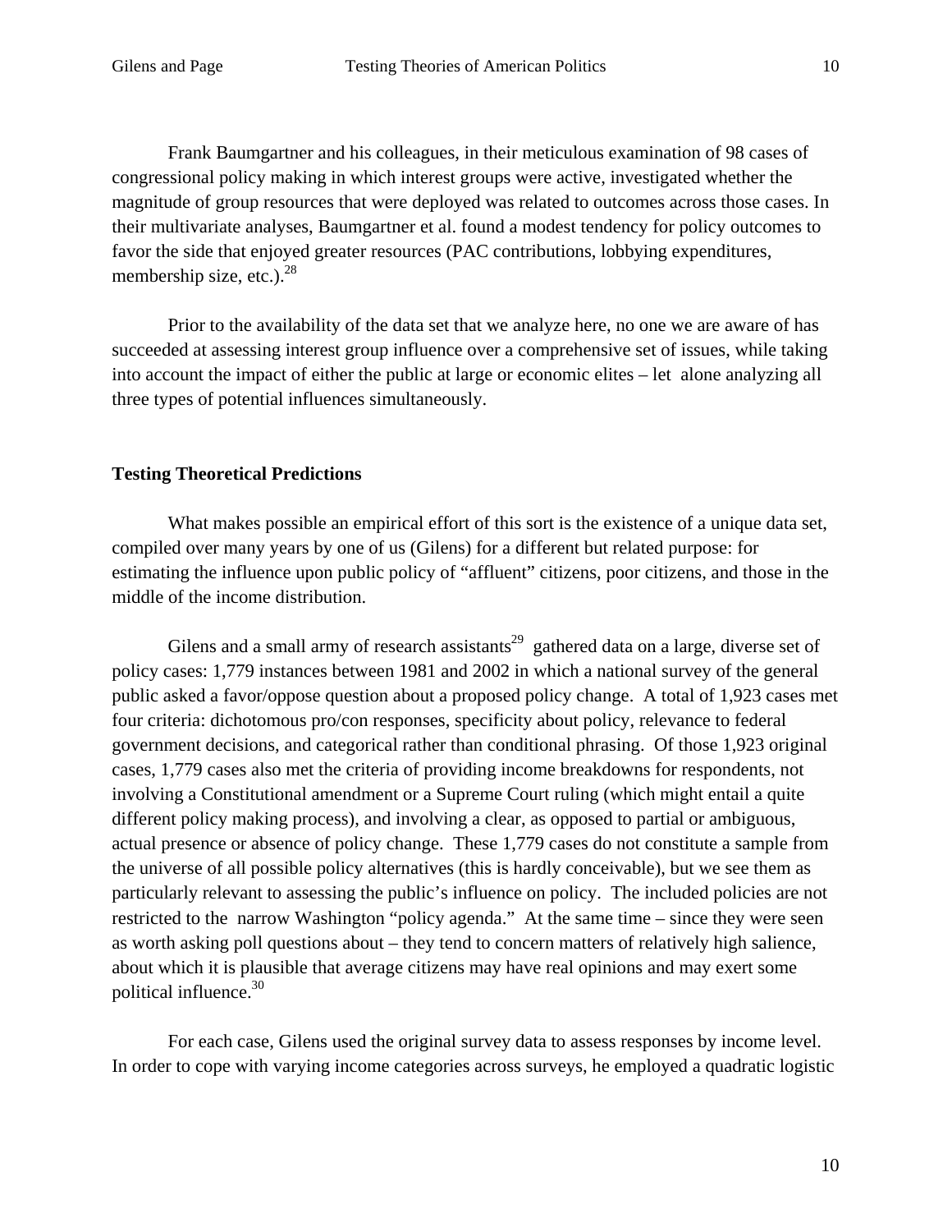Frank Baumgartner and his colleagues, in their meticulous examination of 98 cases of congressional policy making in which interest groups were active, investigated whether the magnitude of group resources that were deployed was related to outcomes across those cases. In their multivariate analyses, Baumgartner et al. found a modest tendency for policy outcomes to favor the side that enjoyed greater resources (PAC contributions, lobbying expenditures, membership size, etc.).[28]

Prior to the availability of the data set that we analyze here, no one we are aware of has succeeded at assessing interest group influence over a comprehensive set of issues, while taking into account the impact of either the public at large or economic elites – let alone analyzing all three types of potential influences simultaneously.

**Testing Theoretical Predictions**

What makes possible an empirical effort of this sort is the existence of a unique data set, compiled over many years by one of us (Gilens) for a different but related purpose: for estimating the influence upon public policy of "affluent" citizens, poor citizens, and those in the middle of the income distribution.

Gilens and a small army of research assistants[29] gathered data on a large, diverse set of policy cases: 1,779 instances between 1981 and 2002 in which a national survey of the general public asked a favor/oppose question about a proposed policy change. A total of 1,923 cases met four criteria: dichotomous pro/con responses, specificity about policy, relevance to federal government decisions, and categorical rather than conditional phrasing. Of those 1,923 original cases, 1,779 cases also met the criteria of providing income breakdowns for respondents, not involving a Constitutional amendment or a Supreme Court ruling (which might entail a quite different policy making process), and involving a clear, as opposed to partial or ambiguous, actual presence or absence of policy change. These 1,779 cases do not constitute a sample from the universe of all possible policy alternatives (this is hardly conceivable), but we see them as particularly relevant to assessing the public's influence on policy. The included policies are not restricted to the narrow Washington "policy agenda." At the same time – since they were seen as worth asking poll questions about – they tend to concern matters of relatively high salience, about which it is plausible that average citizens may have real opinions and may exert some political influence.[30]

For each case, Gilens used the original survey data to assess responses by income level. In order to cope with varying income categories across surveys, he employed a quadratic logistic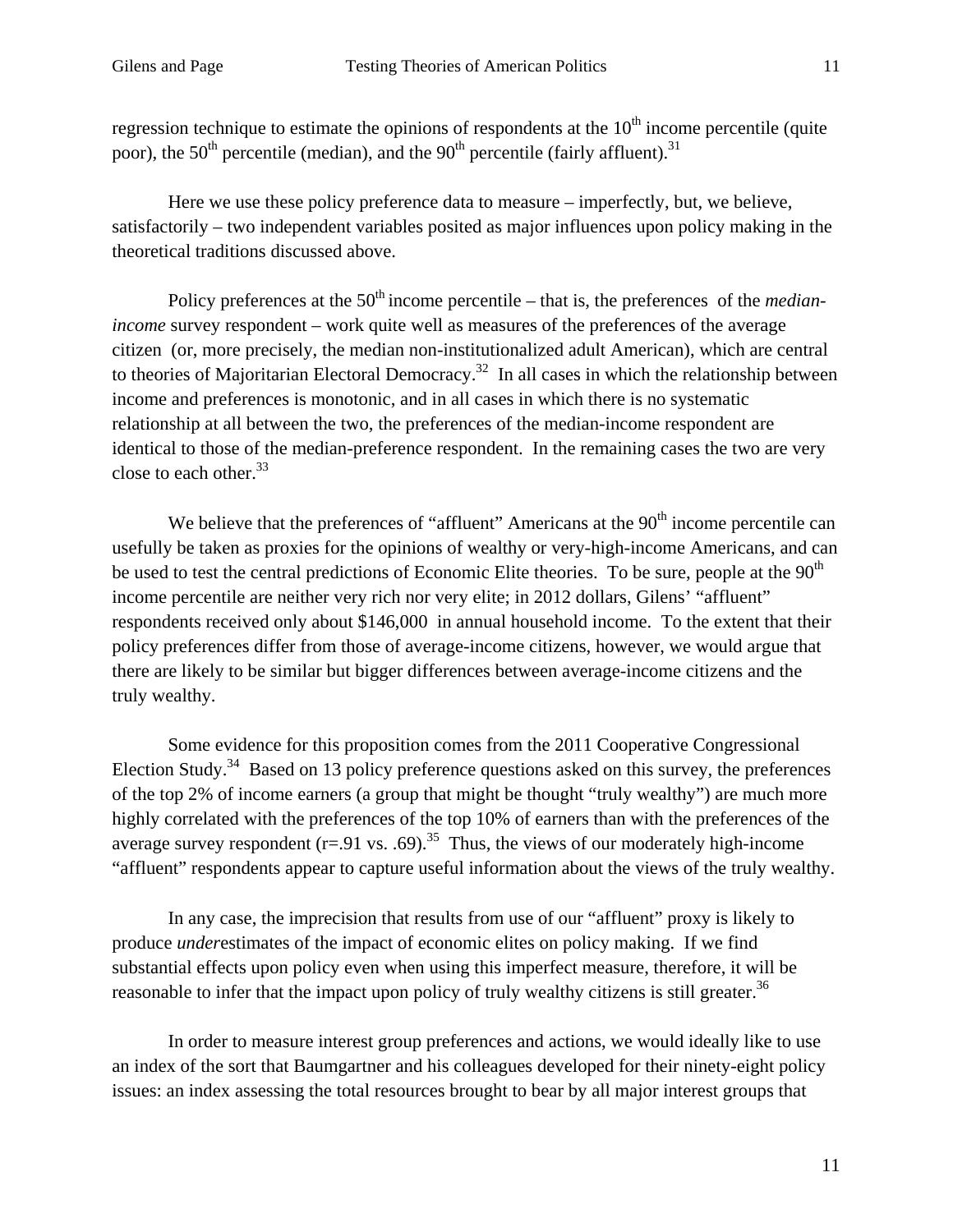regression technique to estimate the opinions of respondents at the 10th income percentile (quite poor), the 50th percentile (median), and the 90th percentile (fairly affluent).[31]

Here we use these policy preference data to measure – imperfectly, but, we believe, satisfactorily – two independent variables posited as major influences upon policy making in the theoretical traditions discussed above.

Policy preferences at the 50th income percentile – that is, the preferences of the *median-income* survey respondent – work quite well as measures of the preferences of the average citizen (or, more precisely, the median non-institutionalized adult American), which are central to theories of Majoritarian Electoral Democracy.[32] In all cases in which the relationship between income and preferences is monotonic, and in all cases in which there is no systematic relationship at all between the two, the preferences of the median-income respondent are identical to those of the median-preference respondent. In the remaining cases the two are very close to each other.[33]

We believe that the preferences of "affluent" Americans at the 90th income percentile can usefully be taken as proxies for the opinions of wealthy or very-high-income Americans, and can be used to test the central predictions of Economic Elite theories. To be sure, people at the 90th income percentile are neither very rich nor very elite; in 2012 dollars, Gilens' "affluent" respondents received only about $146,000 in annual household income. To the extent that their policy preferences differ from those of average-income citizens, however, we would argue that there are likely to be similar but bigger differences between average-income citizens and the truly wealthy.

Some evidence for this proposition comes from the 2011 Cooperative Congressional Election Study.[34] Based on 13 policy preference questions asked on this survey, the preferences of the top 2% of income earners (a group that might be thought "truly wealthy") are much more highly correlated with the preferences of the top 10% of earners than with the preferences of the average survey respondent ($r=.91$ vs. $.69$).[35] Thus, the views of our moderately high-income "affluent" respondents appear to capture useful information about the views of the truly wealthy.

In any case, the imprecision that results from use of our "affluent" proxy is likely to produce *under*estimates of the impact of economic elites on policy making. If we find substantial effects upon policy even when using this imperfect measure, therefore, it will be reasonable to infer that the impact upon policy of truly wealthy citizens is still greater.[36]

In order to measure interest group preferences and actions, we would ideally like to use an index of the sort that Baumgartner and his colleagues developed for their ninety-eight policy issues: an index assessing the total resources brought to bear by all major interest groups that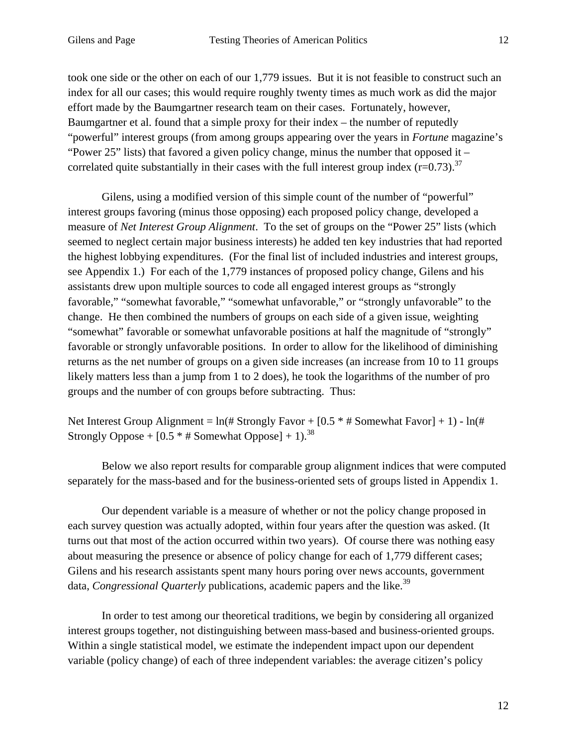took one side or the other on each of our 1,779 issues. But it is not feasible to construct such an index for all our cases; this would require roughly twenty times as much work as did the major effort made by the Baumgartner research team on their cases. Fortunately, however, Baumgartner et al. found that a simple proxy for their index – the number of reputedly "powerful" interest groups (from among groups appearing over the years in *Fortune* magazine's "Power 25" lists) that favored a given policy change, minus the number that opposed it – correlated quite substantially in their cases with the full interest group index (r=0.73).[37]

Gilens, using a modified version of this simple count of the number of "powerful" interest groups favoring (minus those opposing) each proposed policy change, developed a measure of *Net Interest Group Alignment*. To the set of groups on the "Power 25" lists (which seemed to neglect certain major business interests) he added ten key industries that had reported the highest lobbying expenditures. (For the final list of included industries and interest groups, see Appendix 1.) For each of the 1,779 instances of proposed policy change, Gilens and his assistants drew upon multiple sources to code all engaged interest groups as "strongly favorable," "somewhat favorable," "somewhat unfavorable," or "strongly unfavorable" to the change. He then combined the numbers of groups on each side of a given issue, weighting "somewhat" favorable or somewhat unfavorable positions at half the magnitude of "strongly" favorable or strongly unfavorable positions. In order to allow for the likelihood of diminishing returns as the net number of groups on a given side increases (an increase from 10 to 11 groups likely matters less than a jump from 1 to 2 does), he took the logarithms of the number of pro groups and the number of con groups before subtracting. Thus:

Net Interest Group Alignment = ln(# Strongly Favor + [0.5 * # Somewhat Favor] + 1) - ln(# Strongly Oppose + [0.5 * # Somewhat Oppose] + 1).[38]

Below we also report results for comparable group alignment indices that were computed separately for the mass-based and for the business-oriented sets of groups listed in Appendix 1.

Our dependent variable is a measure of whether or not the policy change proposed in each survey question was actually adopted, within four years after the question was asked. (It turns out that most of the action occurred within two years). Of course there was nothing easy about measuring the presence or absence of policy change for each of 1,779 different cases; Gilens and his research assistants spent many hours poring over news accounts, government data, *Congressional Quarterly* publications, academic papers and the like.[39]

In order to test among our theoretical traditions, we begin by considering all organized interest groups together, not distinguishing between mass-based and business-oriented groups. Within a single statistical model, we estimate the independent impact upon our dependent variable (policy change) of each of three independent variables: the average citizen's policy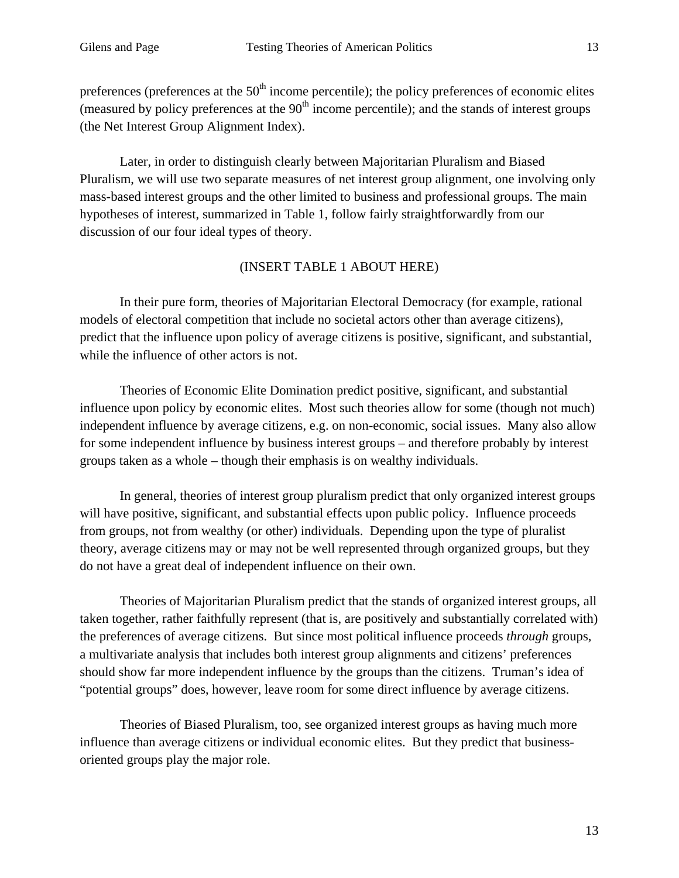preferences (preferences at the 50th income percentile); the policy preferences of economic elites (measured by policy preferences at the 90th income percentile); and the stands of interest groups (the Net Interest Group Alignment Index).

Later, in order to distinguish clearly between Majoritarian Pluralism and Biased Pluralism, we will use two separate measures of net interest group alignment, one involving only mass-based interest groups and the other limited to business and professional groups. The main hypotheses of interest, summarized in Table 1, follow fairly straightforwardly from our discussion of our four ideal types of theory.

(INSERT TABLE 1 ABOUT HERE)

In their pure form, theories of Majoritarian Electoral Democracy (for example, rational models of electoral competition that include no societal actors other than average citizens), predict that the influence upon policy of average citizens is positive, significant, and substantial, while the influence of other actors is not.

Theories of Economic Elite Domination predict positive, significant, and substantial influence upon policy by economic elites. Most such theories allow for some (though not much) independent influence by average citizens, e.g. on non-economic, social issues. Many also allow for some independent influence by business interest groups – and therefore probably by interest groups taken as a whole – though their emphasis is on wealthy individuals.

In general, theories of interest group pluralism predict that only organized interest groups will have positive, significant, and substantial effects upon public policy. Influence proceeds from groups, not from wealthy (or other) individuals. Depending upon the type of pluralist theory, average citizens may or may not be well represented through organized groups, but they do not have a great deal of independent influence on their own.

Theories of Majoritarian Pluralism predict that the stands of organized interest groups, all taken together, rather faithfully represent (that is, are positively and substantially correlated with) the preferences of average citizens. But since most political influence proceeds *through* groups, a multivariate analysis that includes both interest group alignments and citizens' preferences should show far more independent influence by the groups than the citizens. Truman's idea of "potential groups" does, however, leave room for some direct influence by average citizens.

Theories of Biased Pluralism, too, see organized interest groups as having much more influence than average citizens or individual economic elites. But they predict that business-oriented groups play the major role.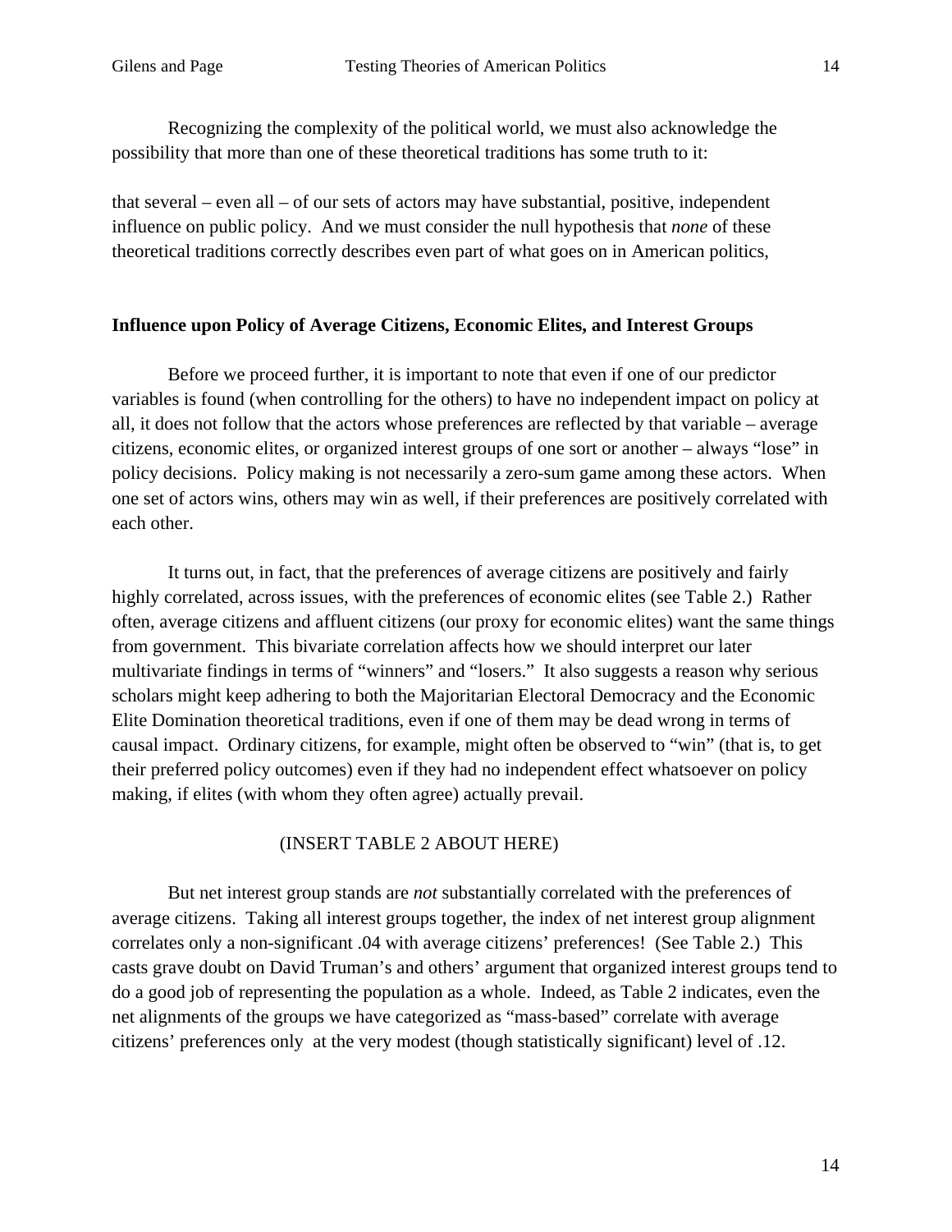Recognizing the complexity of the political world, we must also acknowledge the possibility that more than one of these theoretical traditions has some truth to it:

that several – even all – of our sets of actors may have substantial, positive, independent influence on public policy. And we must consider the null hypothesis that *none* of these theoretical traditions correctly describes even part of what goes on in American politics,

**Influence upon Policy of Average Citizens, Economic Elites, and Interest Groups**

Before we proceed further, it is important to note that even if one of our predictor variables is found (when controlling for the others) to have no independent impact on policy at all, it does not follow that the actors whose preferences are reflected by that variable – average citizens, economic elites, or organized interest groups of one sort or another – always "lose" in policy decisions. Policy making is not necessarily a zero-sum game among these actors. When one set of actors wins, others may win as well, if their preferences are positively correlated with each other.

It turns out, in fact, that the preferences of average citizens are positively and fairly highly correlated, across issues, with the preferences of economic elites (see Table 2.) Rather often, average citizens and affluent citizens (our proxy for economic elites) want the same things from government. This bivariate correlation affects how we should interpret our later multivariate findings in terms of "winners" and "losers." It also suggests a reason why serious scholars might keep adhering to both the Majoritarian Electoral Democracy and the Economic Elite Domination theoretical traditions, even if one of them may be dead wrong in terms of causal impact. Ordinary citizens, for example, might often be observed to "win" (that is, to get their preferred policy outcomes) even if they had no independent effect whatsoever on policy making, if elites (with whom they often agree) actually prevail.

(INSERT TABLE 2 ABOUT HERE)

But net interest group stands are *not* substantially correlated with the preferences of average citizens. Taking all interest groups together, the index of net interest group alignment correlates only a non-significant .04 with average citizens' preferences! (See Table 2.) This casts grave doubt on David Truman's and others' argument that organized interest groups tend to do a good job of representing the population as a whole. Indeed, as Table 2 indicates, even the net alignments of the groups we have categorized as "mass-based" correlate with average citizens' preferences only at the very modest (though statistically significant) level of .12.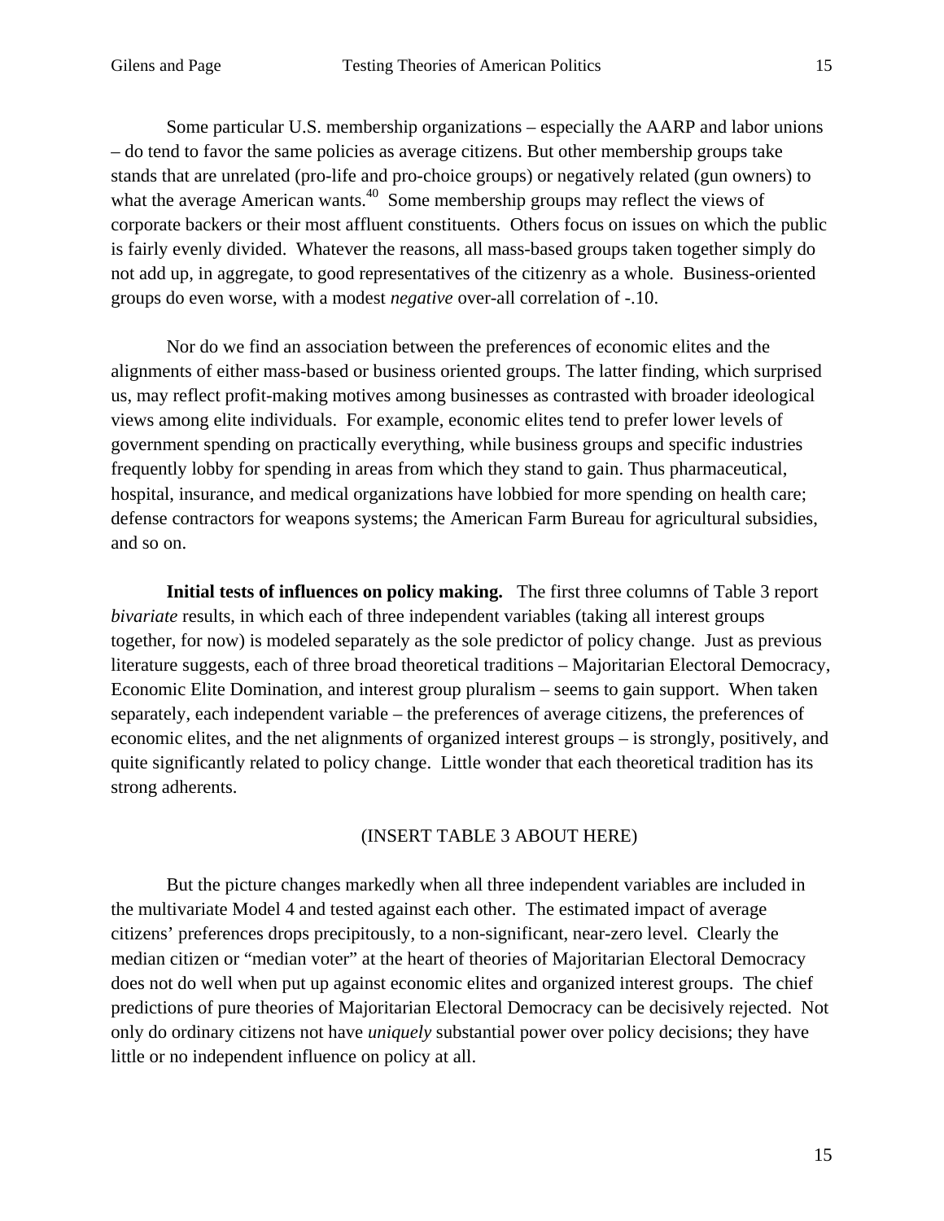Some particular U.S. membership organizations – especially the AARP and labor unions – do tend to favor the same policies as average citizens. But other membership groups take stands that are unrelated (pro-life and pro-choice groups) or negatively related (gun owners) to what the average American wants.[40] Some membership groups may reflect the views of corporate backers or their most affluent constituents. Others focus on issues on which the public is fairly evenly divided. Whatever the reasons, all mass-based groups taken together simply do not add up, in aggregate, to good representatives of the citizenry as a whole. Business-oriented groups do even worse, with a modest *negative* over-all correlation of -.10.

Nor do we find an association between the preferences of economic elites and the alignments of either mass-based or business oriented groups. The latter finding, which surprised us, may reflect profit-making motives among businesses as contrasted with broader ideological views among elite individuals. For example, economic elites tend to prefer lower levels of government spending on practically everything, while business groups and specific industries frequently lobby for spending in areas from which they stand to gain. Thus pharmaceutical, hospital, insurance, and medical organizations have lobbied for more spending on health care; defense contractors for weapons systems; the American Farm Bureau for agricultural subsidies, and so on.

**Initial tests of influences on policy making.** The first three columns of Table 3 report *bivariate* results, in which each of three independent variables (taking all interest groups together, for now) is modeled separately as the sole predictor of policy change. Just as previous literature suggests, each of three broad theoretical traditions – Majoritarian Electoral Democracy, Economic Elite Domination, and interest group pluralism – seems to gain support. When taken separately, each independent variable – the preferences of average citizens, the preferences of economic elites, and the net alignments of organized interest groups – is strongly, positively, and quite significantly related to policy change. Little wonder that each theoretical tradition has its strong adherents.

(INSERT TABLE 3 ABOUT HERE)

But the picture changes markedly when all three independent variables are included in the multivariate Model 4 and tested against each other. The estimated impact of average citizens' preferences drops precipitously, to a non-significant, near-zero level. Clearly the median citizen or "median voter" at the heart of theories of Majoritarian Electoral Democracy does not do well when put up against economic elites and organized interest groups. The chief predictions of pure theories of Majoritarian Electoral Democracy can be decisively rejected. Not only do ordinary citizens not have *uniquely* substantial power over policy decisions; they have little or no independent influence on policy at all.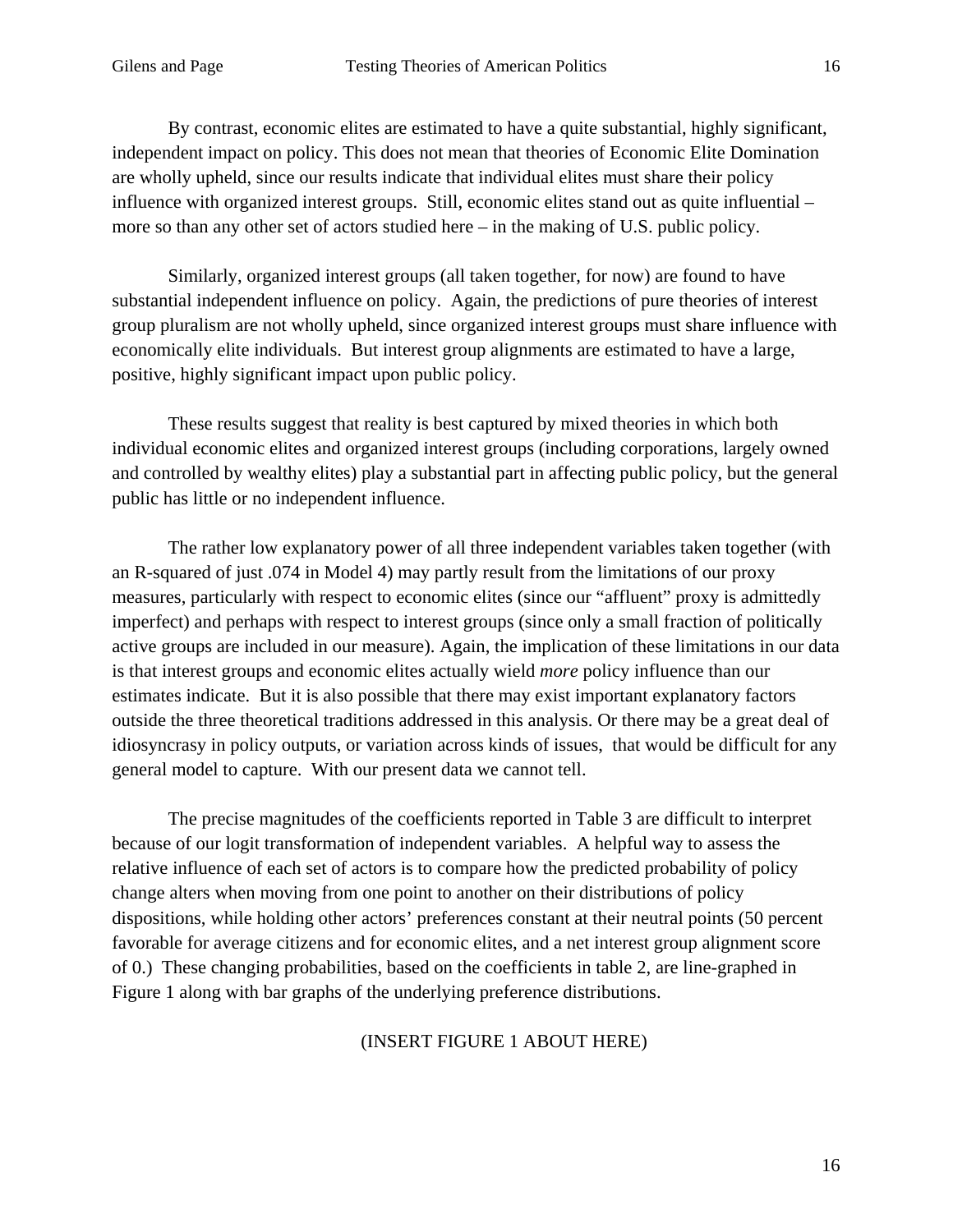By contrast, economic elites are estimated to have a quite substantial, highly significant, independent impact on policy. This does not mean that theories of Economic Elite Domination are wholly upheld, since our results indicate that individual elites must share their policy influence with organized interest groups. Still, economic elites stand out as quite influential – more so than any other set of actors studied here – in the making of U.S. public policy.

Similarly, organized interest groups (all taken together, for now) are found to have substantial independent influence on policy. Again, the predictions of pure theories of interest group pluralism are not wholly upheld, since organized interest groups must share influence with economically elite individuals. But interest group alignments are estimated to have a large, positive, highly significant impact upon public policy.

These results suggest that reality is best captured by mixed theories in which both individual economic elites and organized interest groups (including corporations, largely owned and controlled by wealthy elites) play a substantial part in affecting public policy, but the general public has little or no independent influence.

The rather low explanatory power of all three independent variables taken together (with an R-squared of just .074 in Model 4) may partly result from the limitations of our proxy measures, particularly with respect to economic elites (since our "affluent" proxy is admittedly imperfect) and perhaps with respect to interest groups (since only a small fraction of politically active groups are included in our measure). Again, the implication of these limitations in our data is that interest groups and economic elites actually wield *more* policy influence than our estimates indicate. But it is also possible that there may exist important explanatory factors outside the three theoretical traditions addressed in this analysis. Or there may be a great deal of idiosyncrasy in policy outputs, or variation across kinds of issues, that would be difficult for any general model to capture. With our present data we cannot tell.

The precise magnitudes of the coefficients reported in Table 3 are difficult to interpret because of our logit transformation of independent variables. A helpful way to assess the relative influence of each set of actors is to compare how the predicted probability of policy change alters when moving from one point to another on their distributions of policy dispositions, while holding other actors' preferences constant at their neutral points (50 percent favorable for average citizens and for economic elites, and a net interest group alignment score of 0.) These changing probabilities, based on the coefficients in table 2, are line-graphed in Figure 1 along with bar graphs of the underlying preference distributions.

(INSERT FIGURE 1 ABOUT HERE)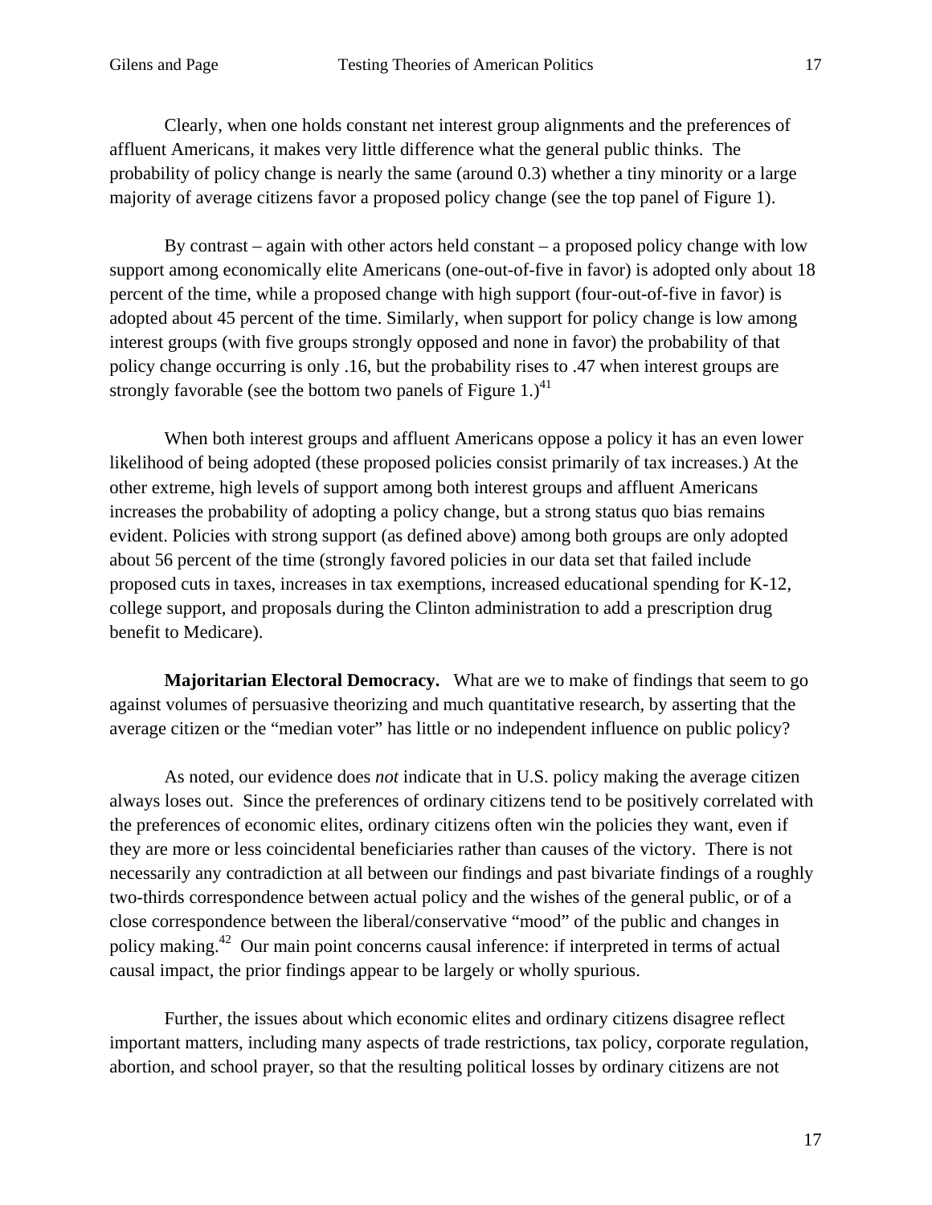Clearly, when one holds constant net interest group alignments and the preferences of affluent Americans, it makes very little difference what the general public thinks. The probability of policy change is nearly the same (around 0.3) whether a tiny minority or a large majority of average citizens favor a proposed policy change (see the top panel of Figure 1).

By contrast – again with other actors held constant – a proposed policy change with low support among economically elite Americans (one-out-of-five in favor) is adopted only about 18 percent of the time, while a proposed change with high support (four-out-of-five in favor) is adopted about 45 percent of the time. Similarly, when support for policy change is low among interest groups (with five groups strongly opposed and none in favor) the probability of that policy change occurring is only .16, but the probability rises to .47 when interest groups are strongly favorable (see the bottom two panels of Figure 1.)[41]

When both interest groups and affluent Americans oppose a policy it has an even lower likelihood of being adopted (these proposed policies consist primarily of tax increases.) At the other extreme, high levels of support among both interest groups and affluent Americans increases the probability of adopting a policy change, but a strong status quo bias remains evident. Policies with strong support (as defined above) among both groups are only adopted about 56 percent of the time (strongly favored policies in our data set that failed include proposed cuts in taxes, increases in tax exemptions, increased educational spending for K-12, college support, and proposals during the Clinton administration to add a prescription drug benefit to Medicare).

**Majoritarian Electoral Democracy.** What are we to make of findings that seem to go against volumes of persuasive theorizing and much quantitative research, by asserting that the average citizen or the "median voter" has little or no independent influence on public policy?

As noted, our evidence does *not* indicate that in U.S. policy making the average citizen always loses out. Since the preferences of ordinary citizens tend to be positively correlated with the preferences of economic elites, ordinary citizens often win the policies they want, even if they are more or less coincidental beneficiaries rather than causes of the victory. There is not necessarily any contradiction at all between our findings and past bivariate findings of a roughly two-thirds correspondence between actual policy and the wishes of the general public, or of a close correspondence between the liberal/conservative "mood" of the public and changes in policy making.[42] Our main point concerns causal inference: if interpreted in terms of actual causal impact, the prior findings appear to be largely or wholly spurious.

Further, the issues about which economic elites and ordinary citizens disagree reflect important matters, including many aspects of trade restrictions, tax policy, corporate regulation, abortion, and school prayer, so that the resulting political losses by ordinary citizens are not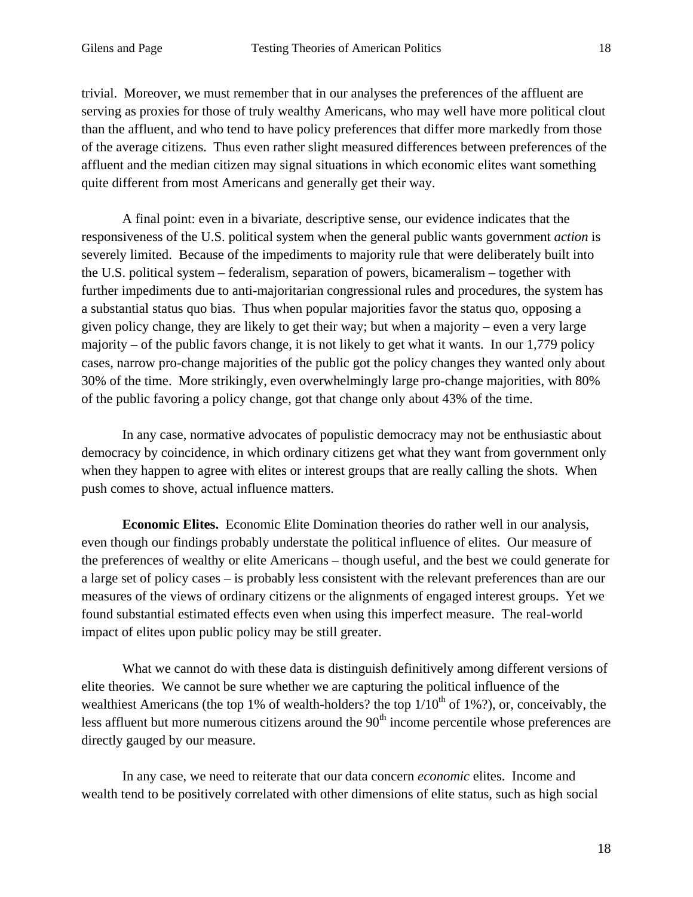trivial. Moreover, we must remember that in our analyses the preferences of the affluent are serving as proxies for those of truly wealthy Americans, who may well have more political clout than the affluent, and who tend to have policy preferences that differ more markedly from those of the average citizens. Thus even rather slight measured differences between preferences of the affluent and the median citizen may signal situations in which economic elites want something quite different from most Americans and generally get their way.

A final point: even in a bivariate, descriptive sense, our evidence indicates that the responsiveness of the U.S. political system when the general public wants government *action* is severely limited. Because of the impediments to majority rule that were deliberately built into the U.S. political system – federalism, separation of powers, bicameralism – together with further impediments due to anti-majoritarian congressional rules and procedures, the system has a substantial status quo bias. Thus when popular majorities favor the status quo, opposing a given policy change, they are likely to get their way; but when a majority – even a very large majority – of the public favors change, it is not likely to get what it wants. In our 1,779 policy cases, narrow pro-change majorities of the public got the policy changes they wanted only about 30% of the time. More strikingly, even overwhelmingly large pro-change majorities, with 80% of the public favoring a policy change, got that change only about 43% of the time.

In any case, normative advocates of populistic democracy may not be enthusiastic about democracy by coincidence, in which ordinary citizens get what they want from government only when they happen to agree with elites or interest groups that are really calling the shots. When push comes to shove, actual influence matters.

**Economic Elites.** Economic Elite Domination theories do rather well in our analysis, even though our findings probably understate the political influence of elites. Our measure of the preferences of wealthy or elite Americans – though useful, and the best we could generate for a large set of policy cases – is probably less consistent with the relevant preferences than are our measures of the views of ordinary citizens or the alignments of engaged interest groups. Yet we found substantial estimated effects even when using this imperfect measure. The real-world impact of elites upon public policy may be still greater.

What we cannot do with these data is distinguish definitively among different versions of elite theories. We cannot be sure whether we are capturing the political influence of the wealthiest Americans (the top 1% of wealth-holders? the top 1/10th of 1%?), or, conceivably, the less affluent but more numerous citizens around the 90th income percentile whose preferences are directly gauged by our measure.

In any case, we need to reiterate that our data concern *economic* elites. Income and wealth tend to be positively correlated with other dimensions of elite status, such as high social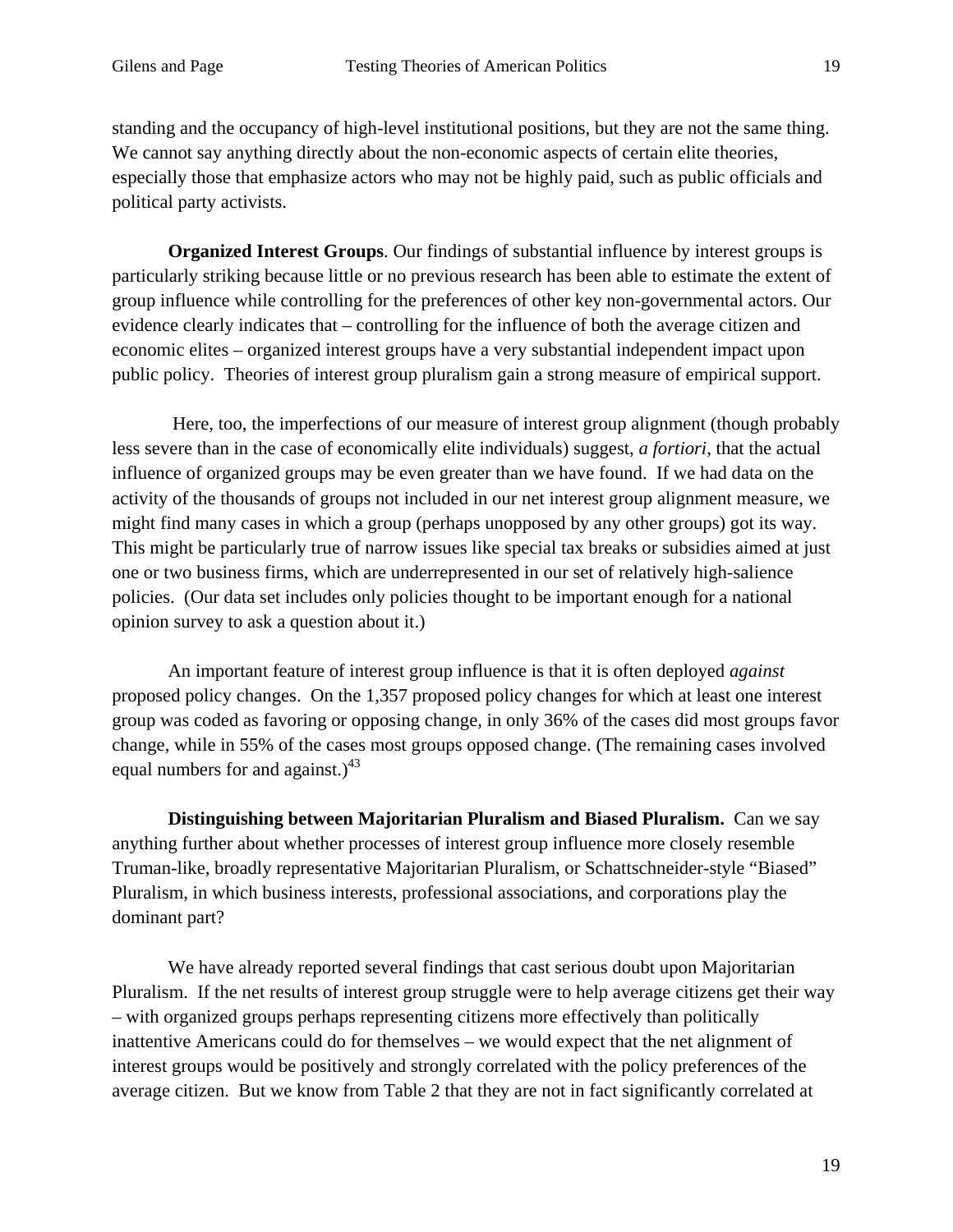standing and the occupancy of high-level institutional positions, but they are not the same thing. We cannot say anything directly about the non-economic aspects of certain elite theories, especially those that emphasize actors who may not be highly paid, such as public officials and political party activists.

**Organized Interest Groups**. Our findings of substantial influence by interest groups is particularly striking because little or no previous research has been able to estimate the extent of group influence while controlling for the preferences of other key non-governmental actors. Our evidence clearly indicates that – controlling for the influence of both the average citizen and economic elites – organized interest groups have a very substantial independent impact upon public policy. Theories of interest group pluralism gain a strong measure of empirical support.

Here, too, the imperfections of our measure of interest group alignment (though probably less severe than in the case of economically elite individuals) suggest, *a fortiori*, that the actual influence of organized groups may be even greater than we have found. If we had data on the activity of the thousands of groups not included in our net interest group alignment measure, we might find many cases in which a group (perhaps unopposed by any other groups) got its way. This might be particularly true of narrow issues like special tax breaks or subsidies aimed at just one or two business firms, which are underrepresented in our set of relatively high-salience policies. (Our data set includes only policies thought to be important enough for a national opinion survey to ask a question about it.)

An important feature of interest group influence is that it is often deployed *against* proposed policy changes. On the 1,357 proposed policy changes for which at least one interest group was coded as favoring or opposing change, in only 36% of the cases did most groups favor change, while in 55% of the cases most groups opposed change. (The remaining cases involved equal numbers for and against.)[43]

**Distinguishing between Majoritarian Pluralism and Biased Pluralism.** Can we say anything further about whether processes of interest group influence more closely resemble Truman-like, broadly representative Majoritarian Pluralism, or Schattschneider-style "Biased" Pluralism, in which business interests, professional associations, and corporations play the dominant part?

We have already reported several findings that cast serious doubt upon Majoritarian Pluralism. If the net results of interest group struggle were to help average citizens get their way – with organized groups perhaps representing citizens more effectively than politically inattentive Americans could do for themselves – we would expect that the net alignment of interest groups would be positively and strongly correlated with the policy preferences of the average citizen. But we know from Table 2 that they are not in fact significantly correlated at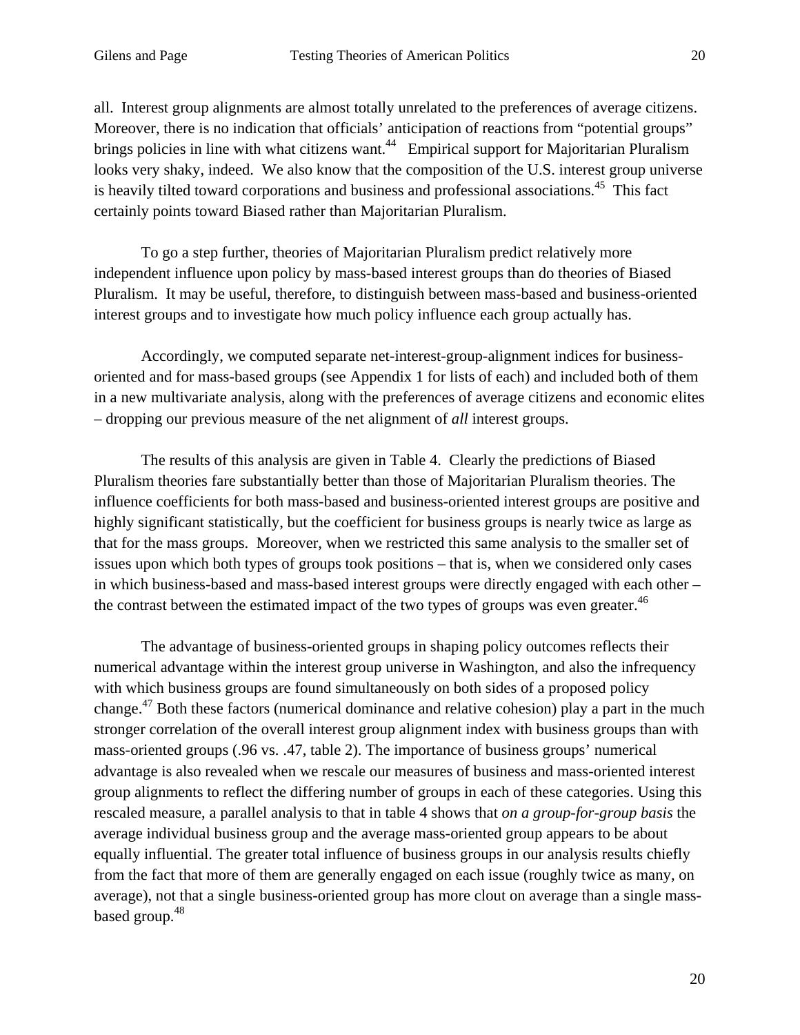all. Interest group alignments are almost totally unrelated to the preferences of average citizens. Moreover, there is no indication that officials' anticipation of reactions from "potential groups" brings policies in line with what citizens want.[44] Empirical support for Majoritarian Pluralism looks very shaky, indeed. We also know that the composition of the U.S. interest group universe is heavily tilted toward corporations and business and professional associations.[45] This fact certainly points toward Biased rather than Majoritarian Pluralism.

To go a step further, theories of Majoritarian Pluralism predict relatively more independent influence upon policy by mass-based interest groups than do theories of Biased Pluralism. It may be useful, therefore, to distinguish between mass-based and business-oriented interest groups and to investigate how much policy influence each group actually has.

Accordingly, we computed separate net-interest-group-alignment indices for business-oriented and for mass-based groups (see Appendix 1 for lists of each) and included both of them in a new multivariate analysis, along with the preferences of average citizens and economic elites – dropping our previous measure of the net alignment of *all* interest groups.

The results of this analysis are given in Table 4. Clearly the predictions of Biased Pluralism theories fare substantially better than those of Majoritarian Pluralism theories. The influence coefficients for both mass-based and business-oriented interest groups are positive and highly significant statistically, but the coefficient for business groups is nearly twice as large as that for the mass groups. Moreover, when we restricted this same analysis to the smaller set of issues upon which both types of groups took positions – that is, when we considered only cases in which business-based and mass-based interest groups were directly engaged with each other – the contrast between the estimated impact of the two types of groups was even greater.[46]

The advantage of business-oriented groups in shaping policy outcomes reflects their numerical advantage within the interest group universe in Washington, and also the infrequency with which business groups are found simultaneously on both sides of a proposed policy change.[47] Both these factors (numerical dominance and relative cohesion) play a part in the much stronger correlation of the overall interest group alignment index with business groups than with mass-oriented groups (.96 vs. .47, table 2). The importance of business groups' numerical advantage is also revealed when we rescale our measures of business and mass-oriented interest group alignments to reflect the differing number of groups in each of these categories. Using this rescaled measure, a parallel analysis to that in table 4 shows that *on a group-for-group basis* the average individual business group and the average mass-oriented group appears to be about equally influential. The greater total influence of business groups in our analysis results chiefly from the fact that more of them are generally engaged on each issue (roughly twice as many, on average), not that a single business-oriented group has more clout on average than a single mass-based group.[48]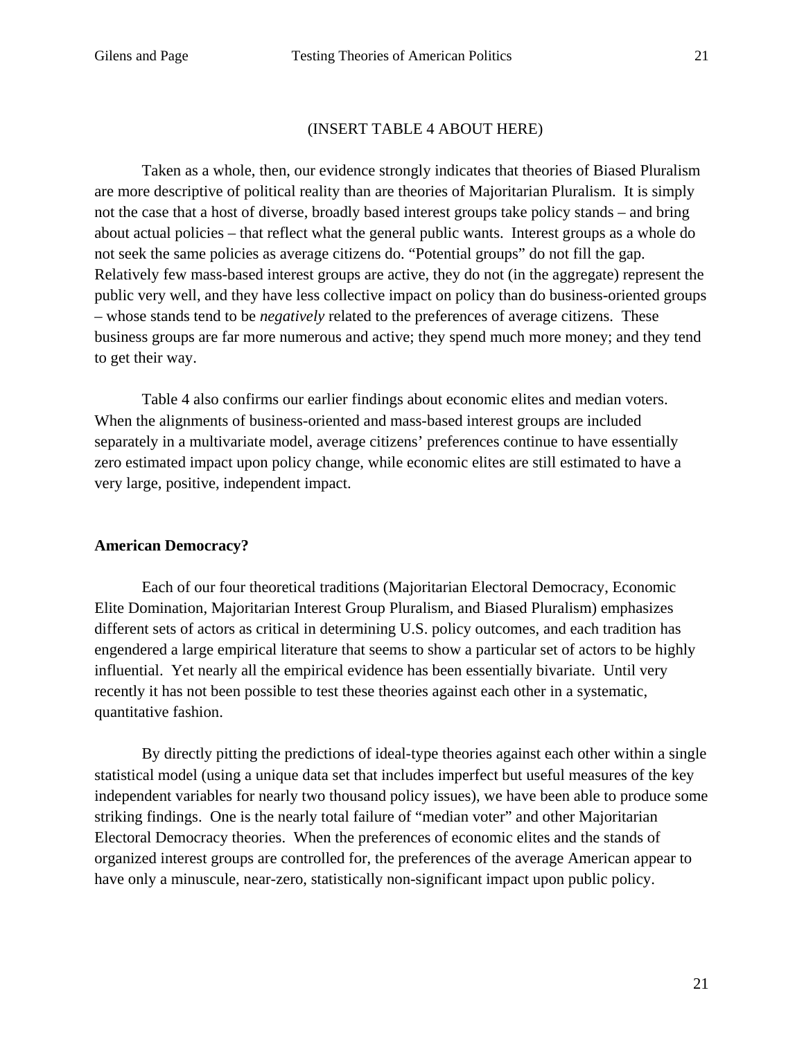(INSERT TABLE 4 ABOUT HERE)

Taken as a whole, then, our evidence strongly indicates that theories of Biased Pluralism are more descriptive of political reality than are theories of Majoritarian Pluralism. It is simply not the case that a host of diverse, broadly based interest groups take policy stands – and bring about actual policies – that reflect what the general public wants. Interest groups as a whole do not seek the same policies as average citizens do. "Potential groups" do not fill the gap. Relatively few mass-based interest groups are active, they do not (in the aggregate) represent the public very well, and they have less collective impact on policy than do business-oriented groups – whose stands tend to be *negatively* related to the preferences of average citizens. These business groups are far more numerous and active; they spend much more money; and they tend to get their way.

Table 4 also confirms our earlier findings about economic elites and median voters. When the alignments of business-oriented and mass-based interest groups are included separately in a multivariate model, average citizens' preferences continue to have essentially zero estimated impact upon policy change, while economic elites are still estimated to have a very large, positive, independent impact.

**American Democracy?**

Each of our four theoretical traditions (Majoritarian Electoral Democracy, Economic Elite Domination, Majoritarian Interest Group Pluralism, and Biased Pluralism) emphasizes different sets of actors as critical in determining U.S. policy outcomes, and each tradition has engendered a large empirical literature that seems to show a particular set of actors to be highly influential. Yet nearly all the empirical evidence has been essentially bivariate. Until very recently it has not been possible to test these theories against each other in a systematic, quantitative fashion.

By directly pitting the predictions of ideal-type theories against each other within a single statistical model (using a unique data set that includes imperfect but useful measures of the key independent variables for nearly two thousand policy issues), we have been able to produce some striking findings. One is the nearly total failure of "median voter" and other Majoritarian Electoral Democracy theories. When the preferences of economic elites and the stands of organized interest groups are controlled for, the preferences of the average American appear to have only a minuscule, near-zero, statistically non-significant impact upon public policy.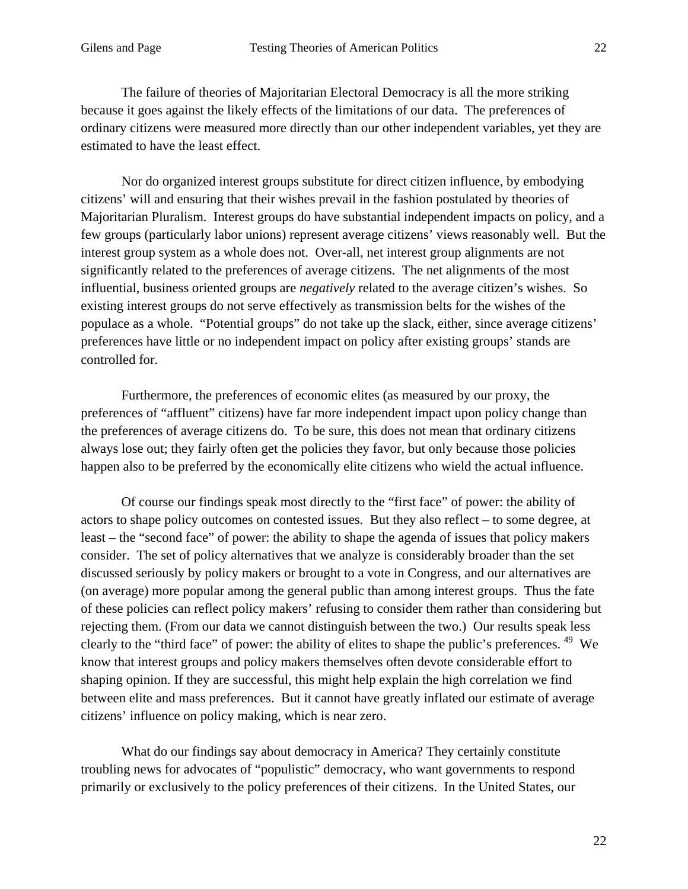The failure of theories of Majoritarian Electoral Democracy is all the more striking because it goes against the likely effects of the limitations of our data. The preferences of ordinary citizens were measured more directly than our other independent variables, yet they are estimated to have the least effect.

Nor do organized interest groups substitute for direct citizen influence, by embodying citizens' will and ensuring that their wishes prevail in the fashion postulated by theories of Majoritarian Pluralism. Interest groups do have substantial independent impacts on policy, and a few groups (particularly labor unions) represent average citizens' views reasonably well. But the interest group system as a whole does not. Over-all, net interest group alignments are not significantly related to the preferences of average citizens. The net alignments of the most influential, business oriented groups are *negatively* related to the average citizen's wishes. So existing interest groups do not serve effectively as transmission belts for the wishes of the populace as a whole. "Potential groups" do not take up the slack, either, since average citizens' preferences have little or no independent impact on policy after existing groups' stands are controlled for.

Furthermore, the preferences of economic elites (as measured by our proxy, the preferences of "affluent" citizens) have far more independent impact upon policy change than the preferences of average citizens do. To be sure, this does not mean that ordinary citizens always lose out; they fairly often get the policies they favor, but only because those policies happen also to be preferred by the economically elite citizens who wield the actual influence.

Of course our findings speak most directly to the "first face" of power: the ability of actors to shape policy outcomes on contested issues. But they also reflect – to some degree, at least – the "second face" of power: the ability to shape the agenda of issues that policy makers consider. The set of policy alternatives that we analyze is considerably broader than the set discussed seriously by policy makers or brought to a vote in Congress, and our alternatives are (on average) more popular among the general public than among interest groups. Thus the fate of these policies can reflect policy makers' refusing to consider them rather than considering but rejecting them. (From our data we cannot distinguish between the two.) Our results speak less clearly to the "third face" of power: the ability of elites to shape the public's preferences. [49] We know that interest groups and policy makers themselves often devote considerable effort to shaping opinion. If they are successful, this might help explain the high correlation we find between elite and mass preferences. But it cannot have greatly inflated our estimate of average citizens' influence on policy making, which is near zero.

What do our findings say about democracy in America? They certainly constitute troubling news for advocates of "populistic" democracy, who want governments to respond primarily or exclusively to the policy preferences of their citizens. In the United States, our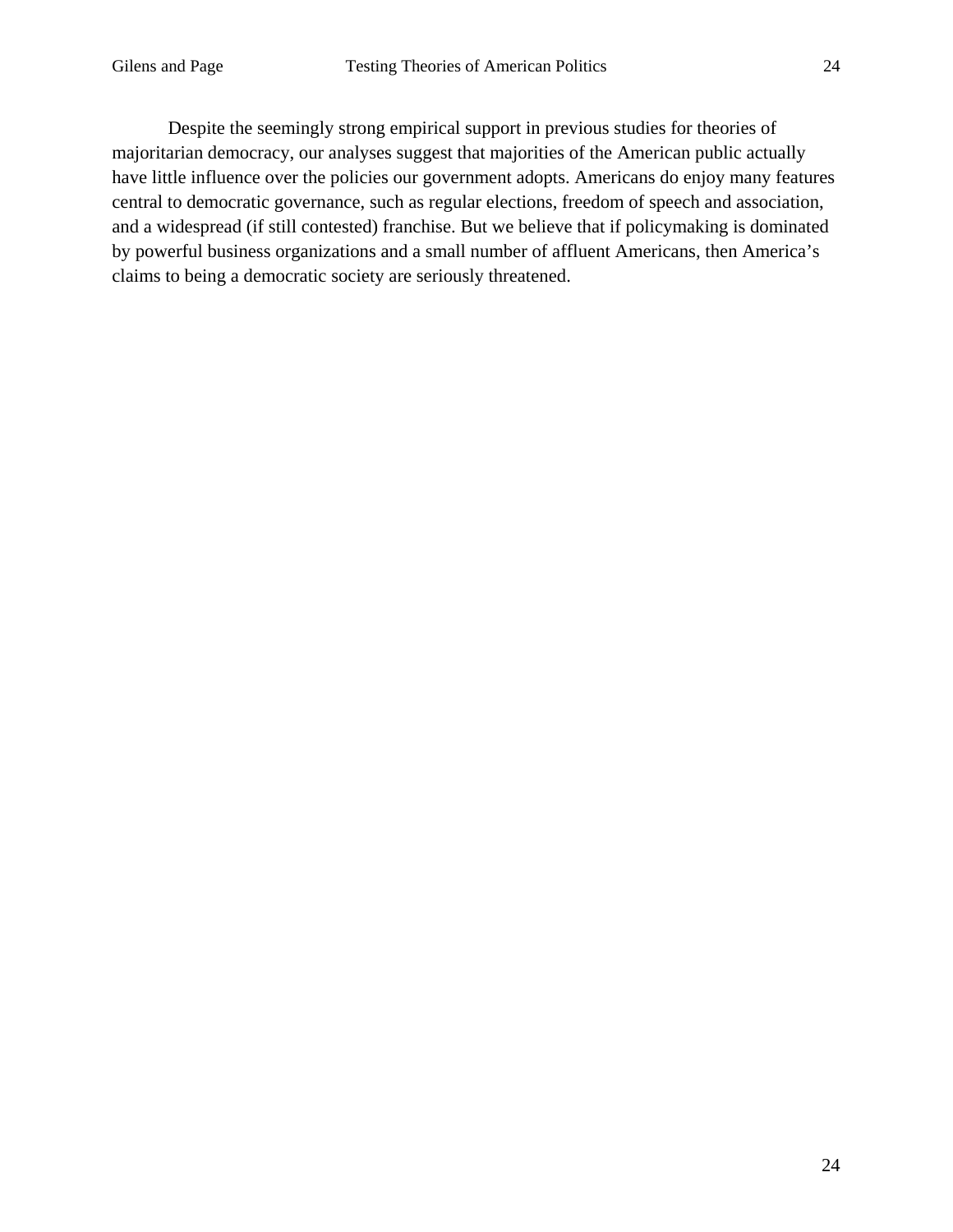Despite the seemingly strong empirical support in previous studies for theories of majoritarian democracy, our analyses suggest that majorities of the American public actually have little influence over the policies our government adopts. Americans do enjoy many features central to democratic governance, such as regular elections, freedom of speech and association, and a widespread (if still contested) franchise. But we believe that if policymaking is dominated by powerful business organizations and a small number of affluent Americans, then America's claims to being a democratic society are seriously threatened.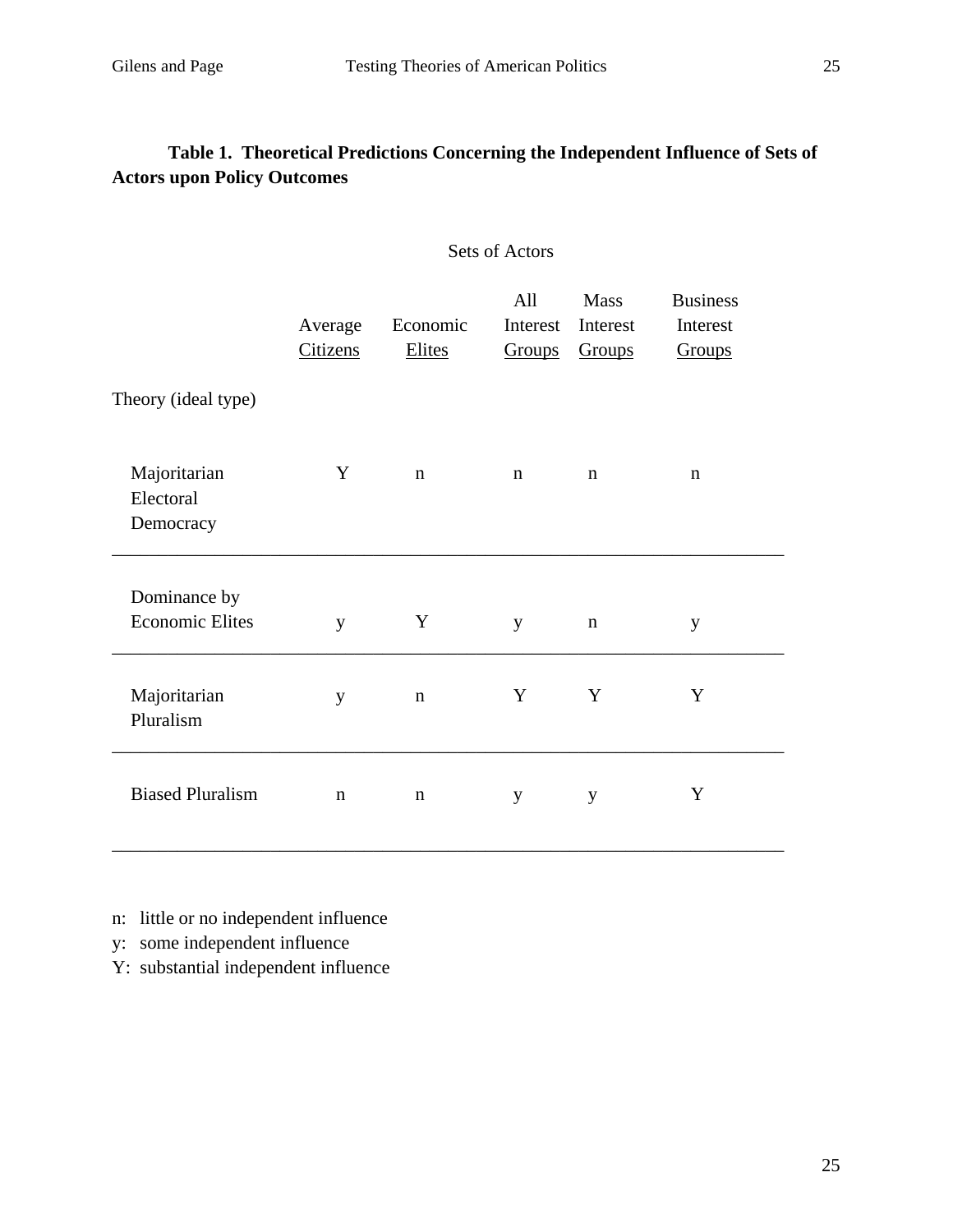**Table 1. Theoretical Predictions Concerning the Independent Influence of Sets of Actors upon Policy Outcomes**

| | Sets of Actors | | | | |
|---|---|---|---|---|---|
| Theory (ideal type) | Average Citizens | Economic Elites | All Interest Groups | Mass Interest Groups | Business Interest Groups |
| Majoritarian Electoral Democracy | Y | n | n | n | n |
| Dominance by Economic Elites | y | Y | y | n | y |
| Majoritarian Pluralism | y | n | Y | Y | Y |
| Biased Pluralism | n | n | y | y | Y |

n: little or no independent influence
y: some independent influence
Y: substantial independent influence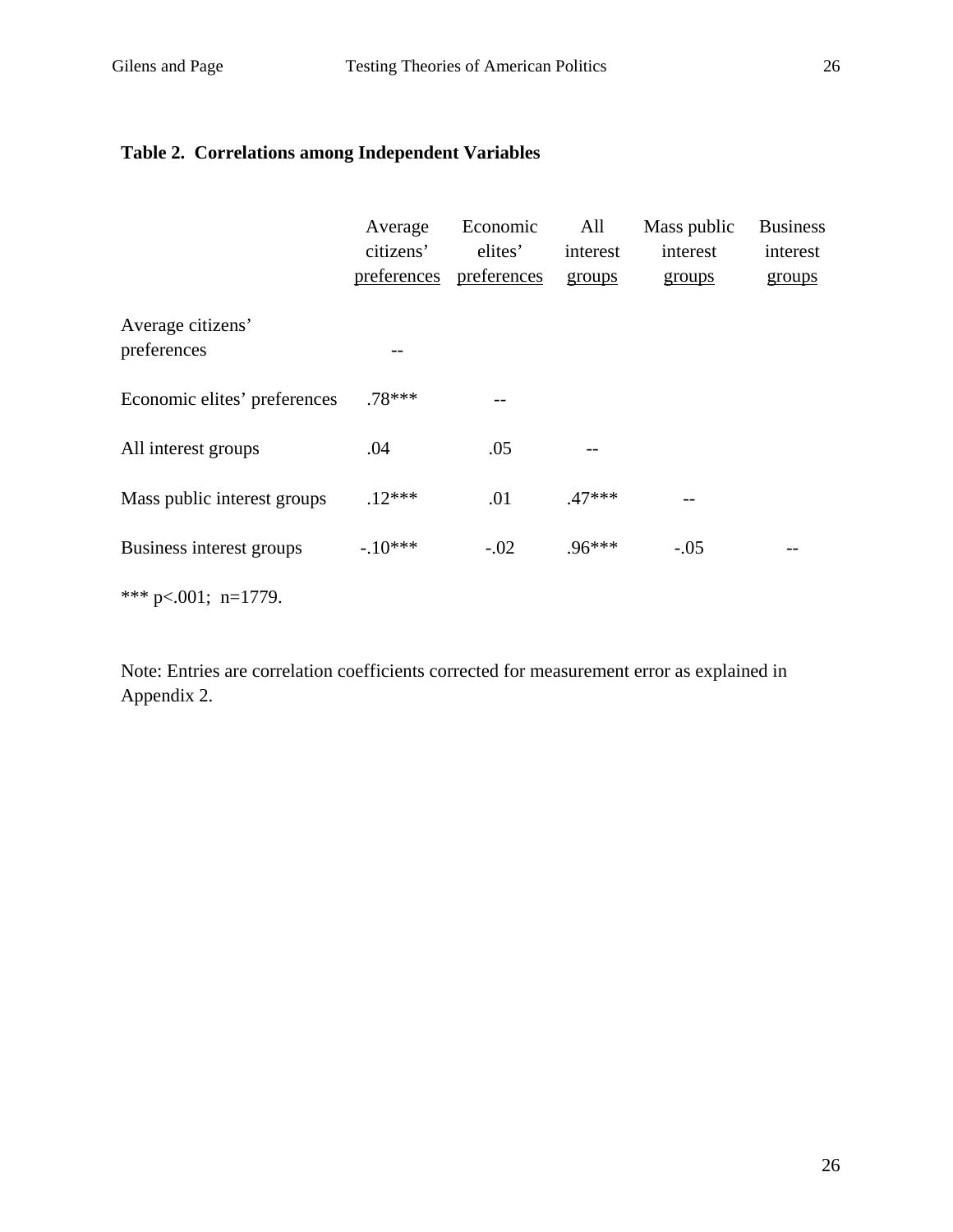**Table 2. Correlations among Independent Variables**

| | Average citizens' preferences | Economic elites' preferences | All interest groups | Mass public interest groups | Business interest groups |
|---|---|---|---|---|---|
| Average citizens' preferences | -- | | | | |
| Economic elites' preferences | .78*** | -- | | | |
| All interest groups | .04 | .05 | -- | | |
| Mass public interest groups | .12*** | .01 | .47*** | -- | |
| Business interest groups | -.10*** | -.02 | .96*** | -.05 | -- |

*** $p<.001$; n=1779.

Note: Entries are correlation coefficients corrected for measurement error as explained in Appendix 2.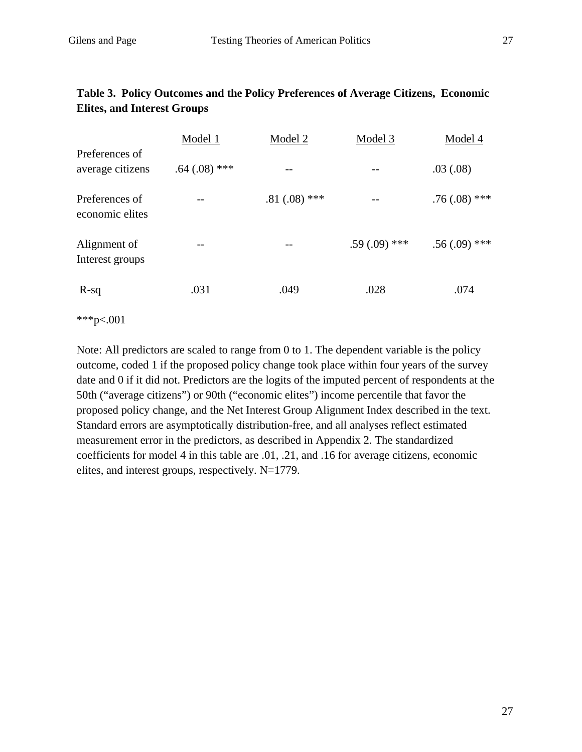**Table 3. Policy Outcomes and the Policy Preferences of Average Citizens, Economic Elites, and Interest Groups**

| | Model 1 | Model 2 | Model 3 | Model 4 |
|---|---|---|---|---|
| Preferences of average citizens | .64 (.08) *** | -- | -- | .03 (.08) |
| Preferences of economic elites | -- | .81 (.08) *** | -- | .76 (.08) *** |
| Alignment of Interest groups | -- | -- | .59 (.09) *** | .56 (.09) *** |
| R-sq | .031 | .049 | .028 | .074 |

***p<.001

Note: All predictors are scaled to range from 0 to 1. The dependent variable is the policy outcome, coded 1 if the proposed policy change took place within four years of the survey date and 0 if it did not. Predictors are the logits of the imputed percent of respondents at the 50th ("average citizens") or 90th ("economic elites") income percentile that favor the proposed policy change, and the Net Interest Group Alignment Index described in the text. Standard errors are asymptotically distribution-free, and all analyses reflect estimated measurement error in the predictors, as described in Appendix 2. The standardized coefficients for model 4 in this table are .01, .21, and .16 for average citizens, economic elites, and interest groups, respectively. N=1779.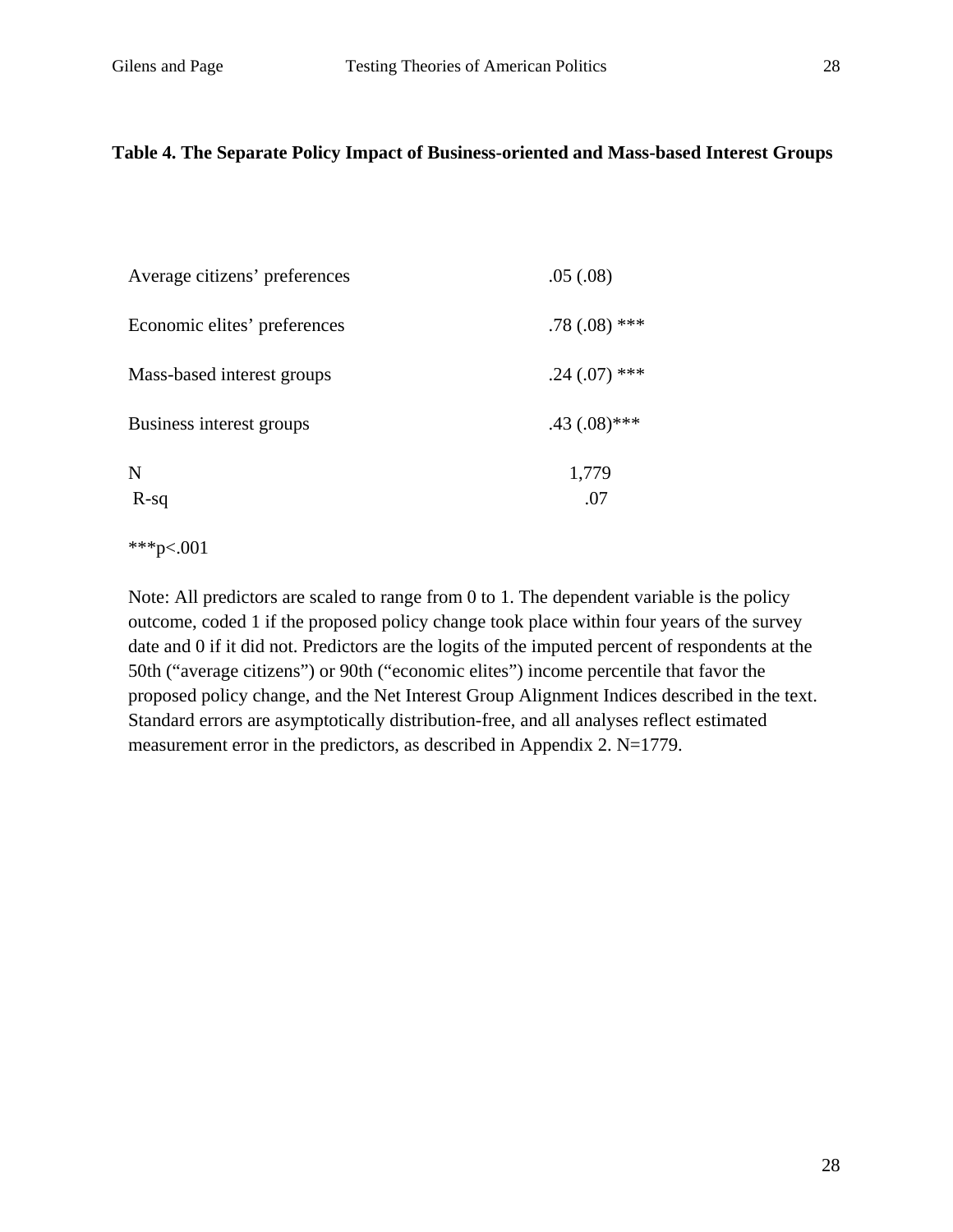**Table 4. The Separate Policy Impact of Business-oriented and Mass-based Interest Groups**

| | |
|---|---|
| Average citizens' preferences | .05 (.08) |
| Economic elites' preferences | .78 (.08) *** |
| Mass-based interest groups | .24 (.07) *** |
| Business interest groups | .43 (.08)*** |
| N | 1,779 |
| R-sq | .07 |

***p<.001

Note: All predictors are scaled to range from 0 to 1. The dependent variable is the policy outcome, coded 1 if the proposed policy change took place within four years of the survey date and 0 if it did not. Predictors are the logits of the imputed percent of respondents at the 50th ("average citizens") or 90th ("economic elites") income percentile that favor the proposed policy change, and the Net Interest Group Alignment Indices described in the text. Standard errors are asymptotically distribution-free, and all analyses reflect estimated measurement error in the predictors, as described in Appendix 2. N=1779.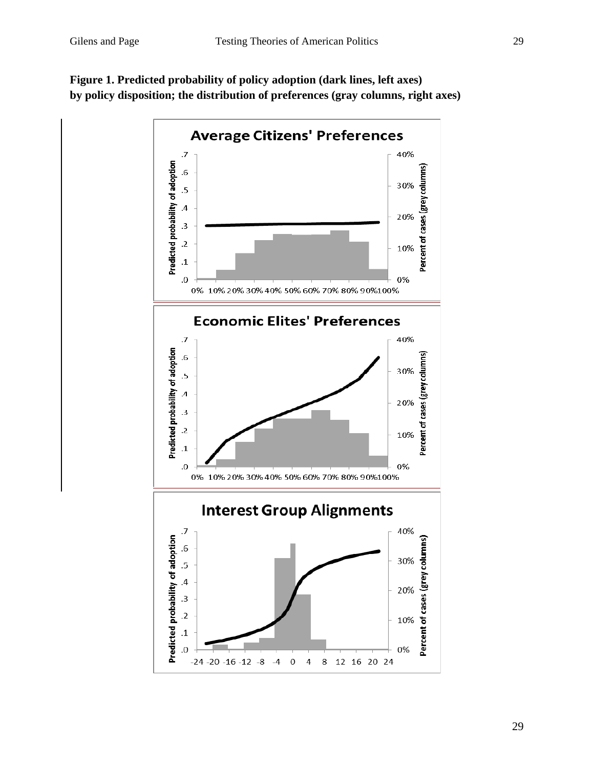**Figure 1. Predicted probability of policy adoption (dark lines, left axes) by policy disposition; the distribution of preferences (gray columns, right axes)**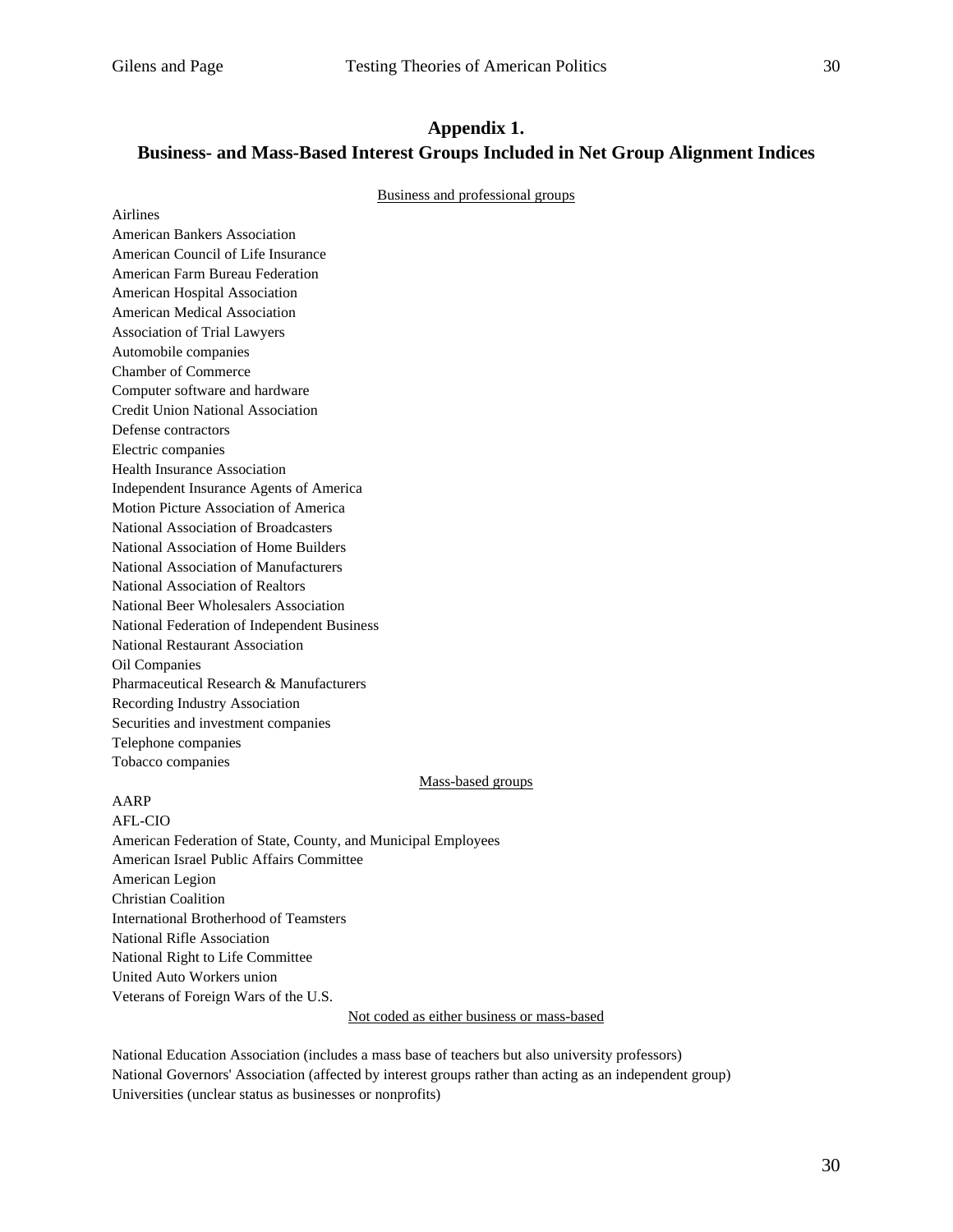## Appendix 1.
## Business- and Mass-Based Interest Groups Included in Net Group Alignment Indices

Business and professional groups

Airlines
American Bankers Association
American Council of Life Insurance
American Farm Bureau Federation
American Hospital Association
American Medical Association
Association of Trial Lawyers
Automobile companies
Chamber of Commerce
Computer software and hardware
Credit Union National Association
Defense contractors
Electric companies
Health Insurance Association
Independent Insurance Agents of America
Motion Picture Association of America
National Association of Broadcasters
National Association of Home Builders
National Association of Manufacturers
National Association of Realtors
National Beer Wholesalers Association
National Federation of Independent Business
National Restaurant Association
Oil Companies
Pharmaceutical Research & Manufacturers
Recording Industry Association
Securities and investment companies
Telephone companies
Tobacco companies

Mass-based groups

AARP
AFL-CIO
American Federation of State, County, and Municipal Employees
American Israel Public Affairs Committee
American Legion
Christian Coalition
International Brotherhood of Teamsters
National Rifle Association
National Right to Life Committee
United Auto Workers union
Veterans of Foreign Wars of the U.S.

Not coded as either business or mass-based

National Education Association (includes a mass base of teachers but also university professors)
National Governors' Association (affected by interest groups rather than acting as an independent group)
Universities (unclear status as businesses or nonprofits)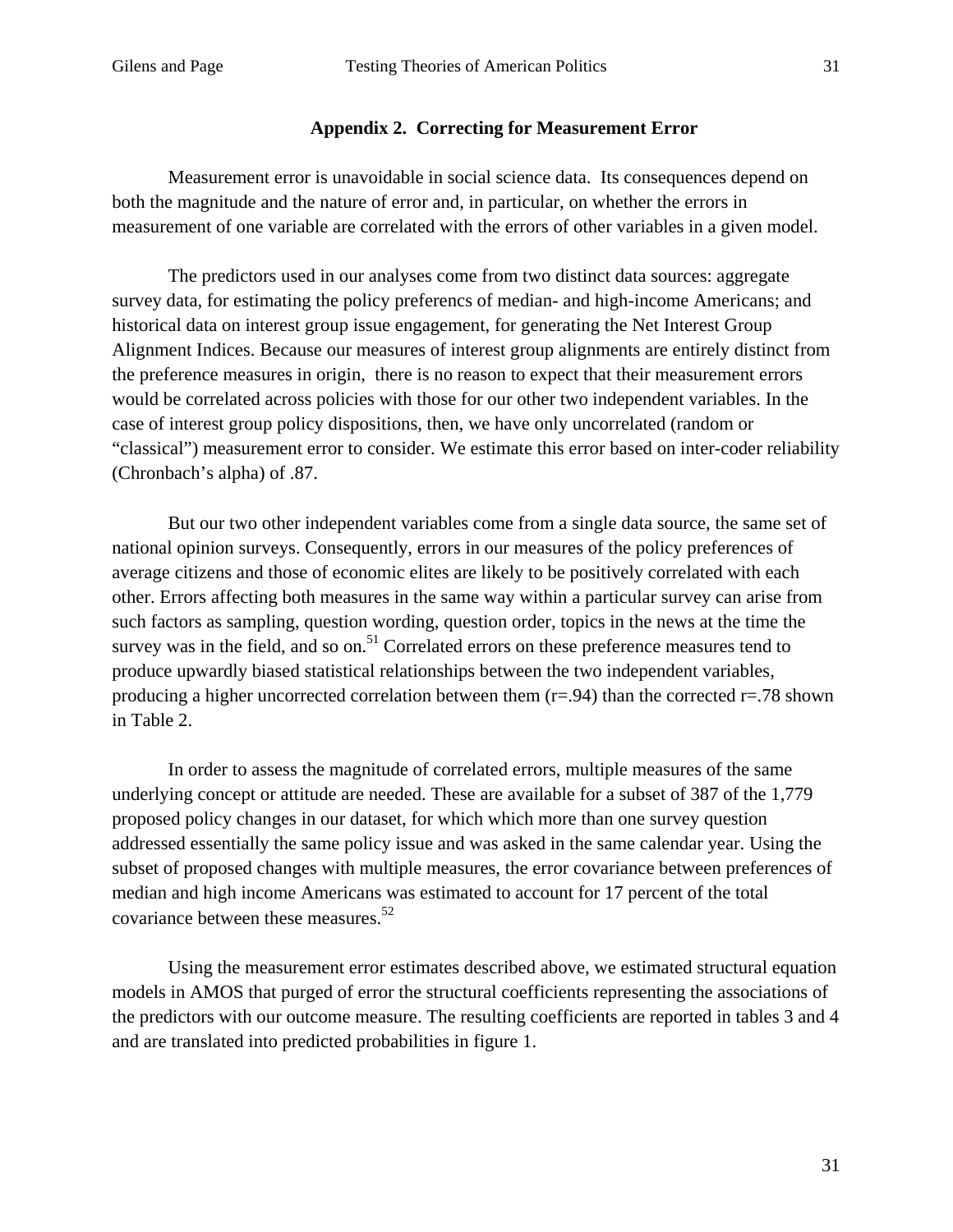## Appendix 2. Correcting for Measurement Error

Measurement error is unavoidable in social science data. Its consequences depend on both the magnitude and the nature of error and, in particular, on whether the errors in measurement of one variable are correlated with the errors of other variables in a given model.

The predictors used in our analyses come from two distinct data sources: aggregate survey data, for estimating the policy preferencs of median- and high-income Americans; and historical data on interest group issue engagement, for generating the Net Interest Group Alignment Indices. Because our measures of interest group alignments are entirely distinct from the preference measures in origin, there is no reason to expect that their measurement errors would be correlated across policies with those for our other two independent variables. In the case of interest group policy dispositions, then, we have only uncorrelated (random or "classical") measurement error to consider. We estimate this error based on inter-coder reliability (Chronbach's alpha) of .87.

But our two other independent variables come from a single data source, the same set of national opinion surveys. Consequently, errors in our measures of the policy preferences of average citizens and those of economic elites are likely to be positively correlated with each other. Errors affecting both measures in the same way within a particular survey can arise from such factors as sampling, question wording, question order, topics in the news at the time the survey was in the field, and so on.[51] Correlated errors on these preference measures tend to produce upwardly biased statistical relationships between the two independent variables, producing a higher uncorrected correlation between them (r=.94) than the corrected r=.78 shown in Table 2.

In order to assess the magnitude of correlated errors, multiple measures of the same underlying concept or attitude are needed. These are available for a subset of 387 of the 1,779 proposed policy changes in our dataset, for which which more than one survey question addressed essentially the same policy issue and was asked in the same calendar year. Using the subset of proposed changes with multiple measures, the error covariance between preferences of median and high income Americans was estimated to account for 17 percent of the total covariance between these measures.[52]

Using the measurement error estimates described above, we estimated structural equation models in AMOS that purged of error the structural coefficients representing the associations of the predictors with our outcome measure. The resulting coefficients are reported in tables 3 and 4 and are translated into predicted probabilities in figure 1.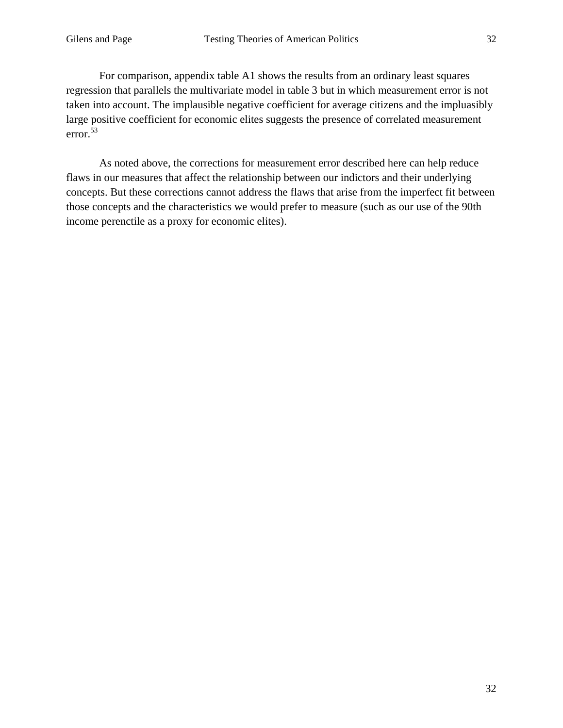For comparison, appendix table A1 shows the results from an ordinary least squares regression that parallels the multivariate model in table 3 but in which measurement error is not taken into account. The implausible negative coefficient for average citizens and the impluasibly large positive coefficient for economic elites suggests the presence of correlated measurement error.[53]

As noted above, the corrections for measurement error described here can help reduce flaws in our measures that affect the relationship between our indictors and their underlying concepts. But these corrections cannot address the flaws that arise from the imperfect fit between those concepts and the characteristics we would prefer to measure (such as our use of the 90th income perenctile as a proxy for economic elites).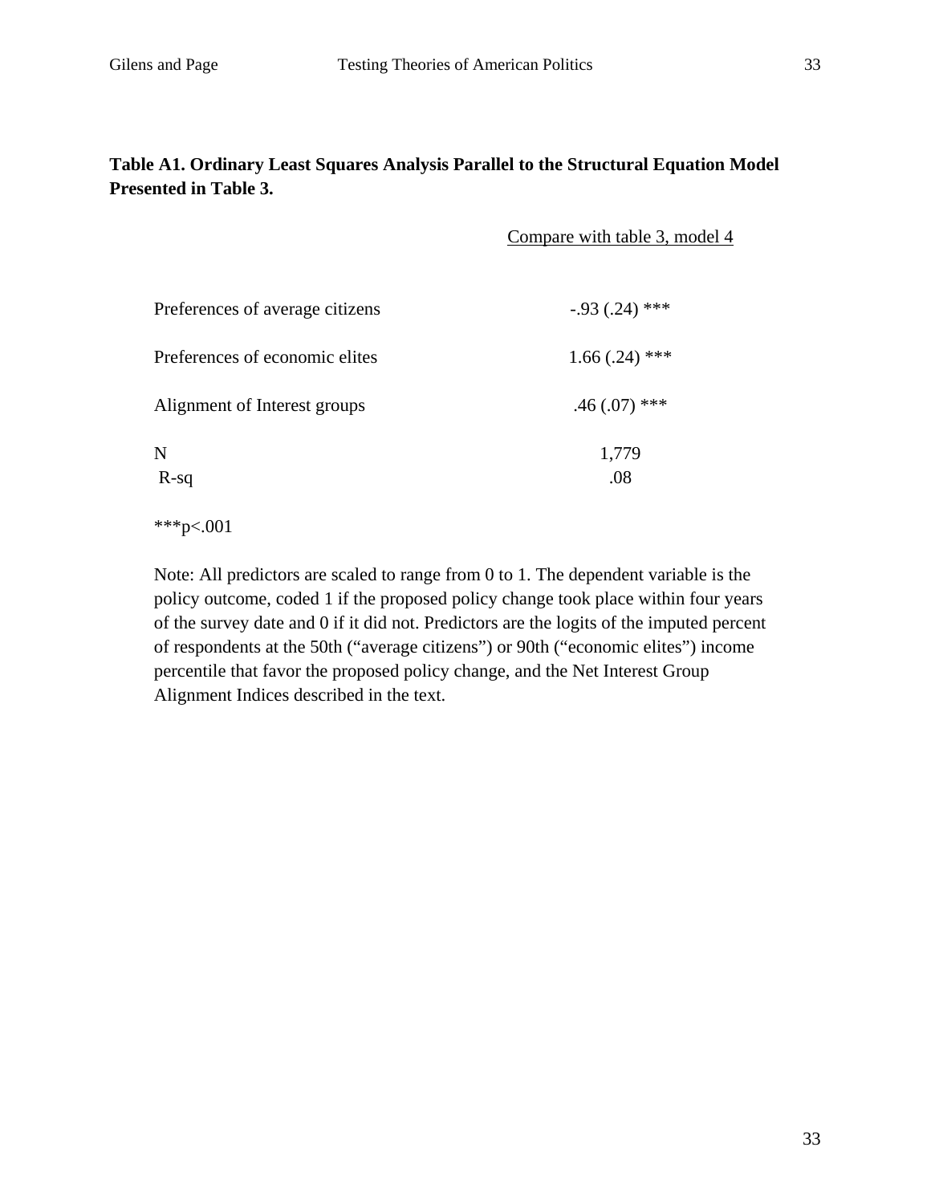**Table A1. Ordinary Least Squares Analysis Parallel to the Structural Equation Model Presented in Table 3.**

| | Compare with table 3, model 4 |
|---|---|
| Preferences of average citizens | -.93 (.24) *** |
| Preferences of economic elites | 1.66 (.24) *** |
| Alignment of Interest groups | .46 (.07) *** |
| N | 1,779 |
| R-sq | .08 |

***p<.001

Note: All predictors are scaled to range from 0 to 1. The dependent variable is the policy outcome, coded 1 if the proposed policy change took place within four years of the survey date and 0 if it did not. Predictors are the logits of the imputed percent of respondents at the 50th ("average citizens") or 90th ("economic elites") income percentile that favor the proposed policy change, and the Net Interest Group Alignment Indices described in the text.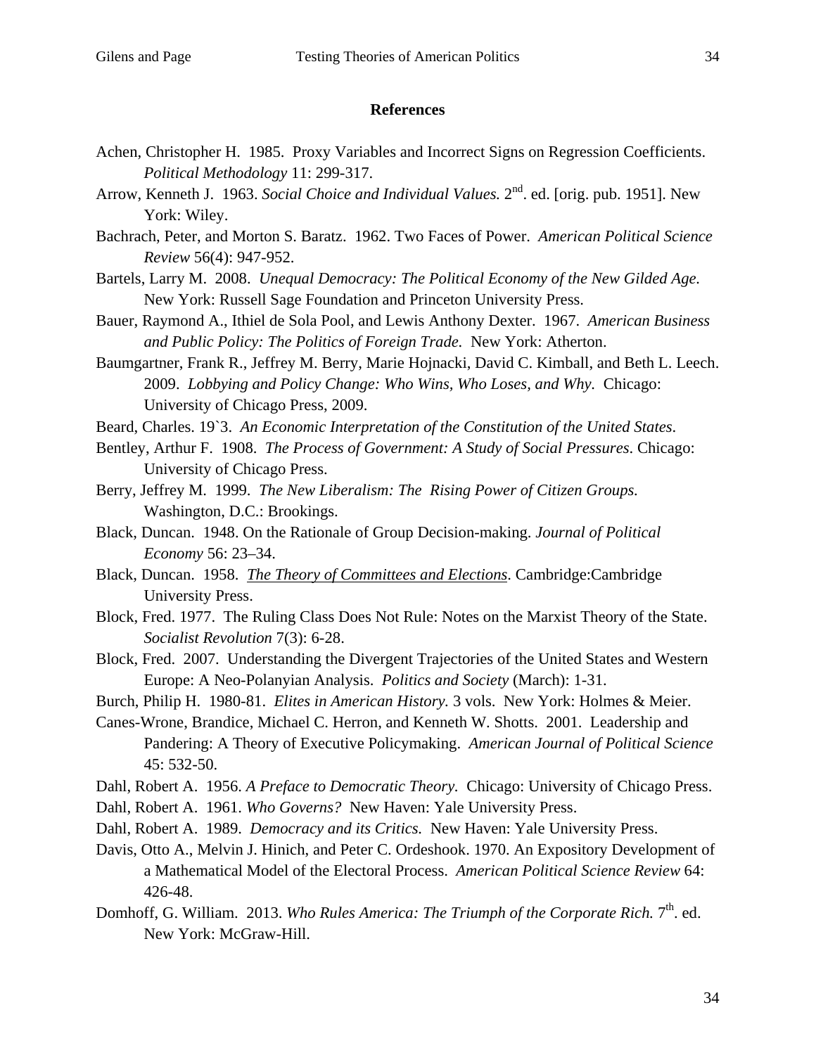**References**

Achen, Christopher H. 1985. Proxy Variables and Incorrect Signs on Regression Coefficients. *Political Methodology* 11: 299-317.

Arrow, Kenneth J. 1963. *Social Choice and Individual Values.* 2nd. ed. [orig. pub. 1951]. New York: Wiley.

Bachrach, Peter, and Morton S. Baratz. 1962. Two Faces of Power. *American Political Science Review* 56(4): 947-952.

Bartels, Larry M. 2008. *Unequal Democracy: The Political Economy of the New Gilded Age.* New York: Russell Sage Foundation and Princeton University Press.

Bauer, Raymond A., Ithiel de Sola Pool, and Lewis Anthony Dexter. 1967. *American Business and Public Policy: The Politics of Foreign Trade.* New York: Atherton.

Baumgartner, Frank R., Jeffrey M. Berry, Marie Hojnacki, David C. Kimball, and Beth L. Leech. 2009. *Lobbying and Policy Change: Who Wins, Who Loses, and Why.* Chicago: University of Chicago Press, 2009.

Beard, Charles. 19`3. *An Economic Interpretation of the Constitution of the United States*.

Bentley, Arthur F. 1908. *The Process of Government: A Study of Social Pressures*. Chicago: University of Chicago Press.

Berry, Jeffrey M. 1999. *The New Liberalism: The Rising Power of Citizen Groups.* Washington, D.C.: Brookings.

Black, Duncan. 1948. On the Rationale of Group Decision-making. *Journal of Political Economy* 56: 23–34.

Black, Duncan. 1958. *The Theory of Committees and Elections*. Cambridge:Cambridge University Press.

Block, Fred. 1977. The Ruling Class Does Not Rule: Notes on the Marxist Theory of the State. *Socialist Revolution* 7(3): 6-28.

Block, Fred. 2007. Understanding the Divergent Trajectories of the United States and Western Europe: A Neo-Polanyian Analysis. *Politics and Society* (March): 1-31.

Burch, Philip H. 1980-81. *Elites in American History.* 3 vols. New York: Holmes & Meier.

Canes-Wrone, Brandice, Michael C. Herron, and Kenneth W. Shotts. 2001. Leadership and Pandering: A Theory of Executive Policymaking. *American Journal of Political Science* 45: 532-50.

Dahl, Robert A. 1956. *A Preface to Democratic Theory.* Chicago: University of Chicago Press.

Dahl, Robert A. 1961. *Who Governs?* New Haven: Yale University Press.

Dahl, Robert A. 1989. *Democracy and its Critics.* New Haven: Yale University Press.

Davis, Otto A., Melvin J. Hinich, and Peter C. Ordeshook. 1970. An Expository Development of a Mathematical Model of the Electoral Process. *American Political Science Review* 64: 426-48.

Domhoff, G. William. 2013. *Who Rules America: The Triumph of the Corporate Rich.* 7th. ed. New York: McGraw-Hill.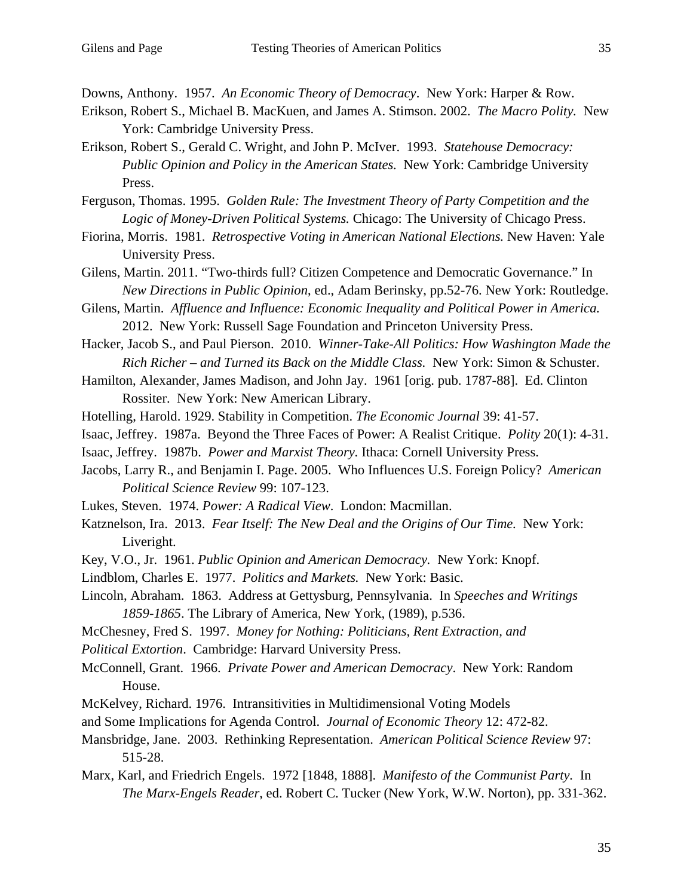Downs, Anthony. 1957. *An Economic Theory of Democracy*. New York: Harper & Row.

Erikson, Robert S., Michael B. MacKuen, and James A. Stimson. 2002. *The Macro Polity.* New York: Cambridge University Press.

Erikson, Robert S., Gerald C. Wright, and John P. McIver. 1993. *Statehouse Democracy: Public Opinion and Policy in the American States*. New York: Cambridge University Press.

Ferguson, Thomas. 1995. *Golden Rule: The Investment Theory of Party Competition and the Logic of Money-Driven Political Systems.* Chicago: The University of Chicago Press.

Fiorina, Morris. 1981. *Retrospective Voting in American National Elections.* New Haven: Yale University Press.

Gilens, Martin. 2011. "Two-thirds full? Citizen Competence and Democratic Governance." In *New Directions in Public Opinion*, ed., Adam Berinsky, pp.52-76. New York: Routledge.

Gilens, Martin. *Affluence and Influence: Economic Inequality and Political Power in America.* 2012. New York: Russell Sage Foundation and Princeton University Press.

Hacker, Jacob S., and Paul Pierson. 2010. *Winner-Take-All Politics: How Washington Made the Rich Richer – and Turned its Back on the Middle Class.* New York: Simon & Schuster.

Hamilton, Alexander, James Madison, and John Jay. 1961 [orig. pub. 1787-88]. Ed. Clinton Rossiter. New York: New American Library.

Hotelling, Harold. 1929. Stability in Competition. *The Economic Journal* 39: 41-57.

Isaac, Jeffrey. 1987a. Beyond the Three Faces of Power: A Realist Critique. *Polity* 20(1): 4-31.

Isaac, Jeffrey. 1987b. *Power and Marxist Theory*. Ithaca: Cornell University Press.

Jacobs, Larry R., and Benjamin I. Page. 2005. Who Influences U.S. Foreign Policy? *American Political Science Review* 99: 107-123.

Lukes, Steven. 1974. *Power: A Radical View*. London: Macmillan.

Katznelson, Ira. 2013. *Fear Itself: The New Deal and the Origins of Our Time.* New York: Liveright.

Key, V.O., Jr. 1961. *Public Opinion and American Democracy.* New York: Knopf.

Lindblom, Charles E. 1977. *Politics and Markets.* New York: Basic.

Lincoln, Abraham. 1863. Address at Gettysburg, Pennsylvania. In *Speeches and Writings 1859-1865*. The Library of America, New York, (1989), p.536.

McChesney, Fred S. 1997. *Money for Nothing: Politicians, Rent Extraction, and Political Extortion*. Cambridge: Harvard University Press.

McConnell, Grant. 1966. *Private Power and American Democracy*. New York: Random House.

McKelvey, Richard. 1976. Intransitivities in Multidimensional Voting Models and Some Implications for Agenda Control. *Journal of Economic Theory* 12: 472-82.

Mansbridge, Jane. 2003. Rethinking Representation. *American Political Science Review* 97: 515-28.

Marx, Karl, and Friedrich Engels. 1972 [1848, 1888]. *Manifesto of the Communist Party*. In *The Marx-Engels Reader*, ed. Robert C. Tucker (New York, W.W. Norton), pp. 331-362.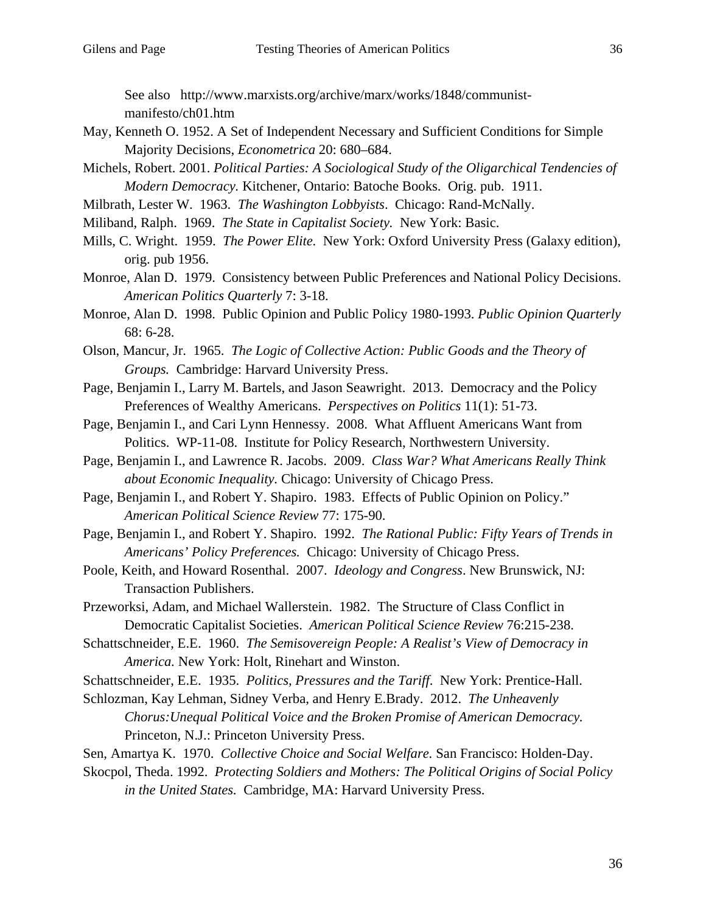See also http://www.marxists.org/archive/marx/works/1848/communist-manifesto/ch01.htm

May, Kenneth O. 1952. A Set of Independent Necessary and Sufficient Conditions for Simple Majority Decisions, *Econometrica* 20: 680–684.

Michels, Robert. 2001. *Political Parties: A Sociological Study of the Oligarchical Tendencies of Modern Democracy.* Kitchener, Ontario: Batoche Books. Orig. pub. 1911.

Milbrath, Lester W. 1963. *The Washington Lobbyists*. Chicago: Rand-McNally.

Miliband, Ralph. 1969. *The State in Capitalist Society.* New York: Basic.

Mills, C. Wright. 1959. *The Power Elite.* New York: Oxford University Press (Galaxy edition), orig. pub 1956.

Monroe, Alan D. 1979. Consistency between Public Preferences and National Policy Decisions. *American Politics Quarterly* 7: 3-18.

Monroe, Alan D. 1998. Public Opinion and Public Policy 1980-1993. *Public Opinion Quarterly* 68: 6-28.

Olson, Mancur, Jr. 1965. *The Logic of Collective Action: Public Goods and the Theory of Groups.* Cambridge: Harvard University Press.

Page, Benjamin I., Larry M. Bartels, and Jason Seawright. 2013. Democracy and the Policy Preferences of Wealthy Americans. *Perspectives on Politics* 11(1): 51-73.

Page, Benjamin I., and Cari Lynn Hennessy. 2008. What Affluent Americans Want from Politics. WP-11-08. Institute for Policy Research, Northwestern University.

Page, Benjamin I., and Lawrence R. Jacobs. 2009. *Class War? What Americans Really Think about Economic Inequality.* Chicago: University of Chicago Press.

Page, Benjamin I., and Robert Y. Shapiro. 1983. Effects of Public Opinion on Policy." *American Political Science Review* 77: 175-90.

Page, Benjamin I., and Robert Y. Shapiro. 1992. *The Rational Public: Fifty Years of Trends in Americans' Policy Preferences.* Chicago: University of Chicago Press.

Poole, Keith, and Howard Rosenthal. 2007. *Ideology and Congress*. New Brunswick, NJ: Transaction Publishers.

Przeworksi, Adam, and Michael Wallerstein. 1982. The Structure of Class Conflict in Democratic Capitalist Societies. *American Political Science Review* 76:215-238.

Schattschneider, E.E. 1960. *The Semisovereign People: A Realist's View of Democracy in America.* New York: Holt, Rinehart and Winston.

Schattschneider, E.E. 1935. *Politics, Pressures and the Tariff.* New York: Prentice-Hall.

Schlozman, Kay Lehman, Sidney Verba, and Henry E.Brady. 2012. *The Unheavenly Chorus:Unequal Political Voice and the Broken Promise of American Democracy.* Princeton, N.J.: Princeton University Press.

Sen, Amartya K. 1970. *Collective Choice and Social Welfare.* San Francisco: Holden-Day.

Skocpol, Theda. 1992. *Protecting Soldiers and Mothers: The Political Origins of Social Policy in the United States.* Cambridge, MA: Harvard University Press.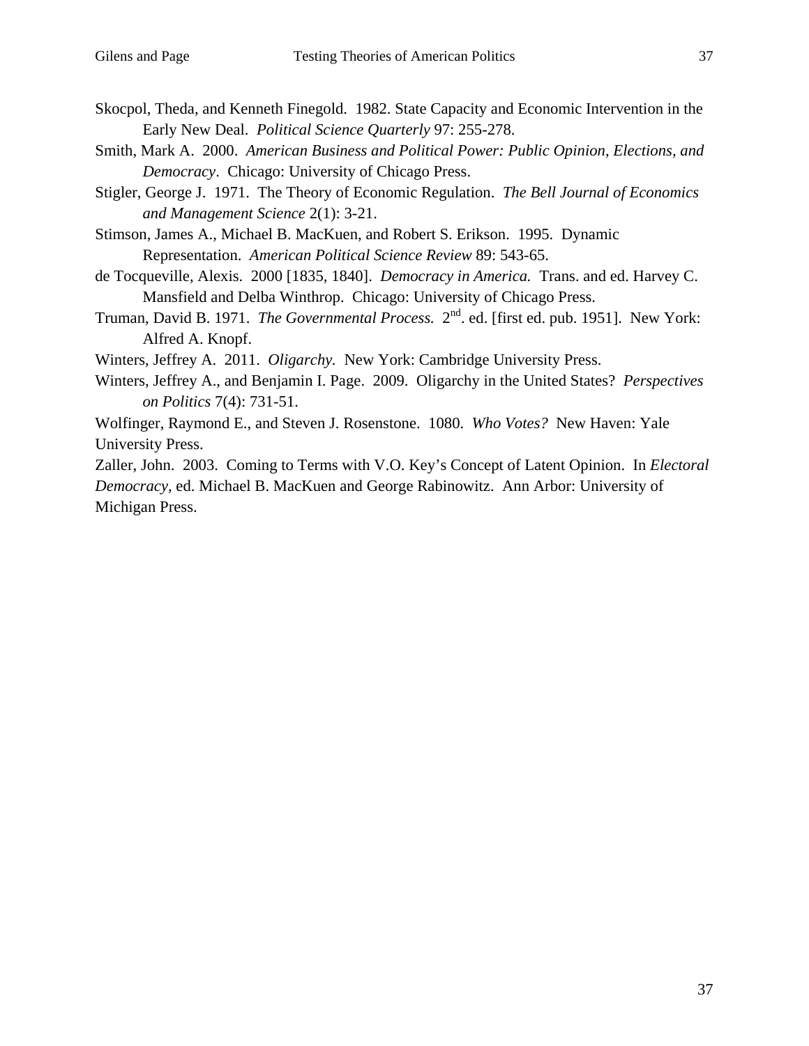Skocpol, Theda, and Kenneth Finegold. 1982. State Capacity and Economic Intervention in the Early New Deal. *Political Science Quarterly* 97: 255-278.

Smith, Mark A. 2000. *American Business and Political Power: Public Opinion, Elections, and Democracy*. Chicago: University of Chicago Press.

Stigler, George J. 1971. The Theory of Economic Regulation. *The Bell Journal of Economics and Management Science* 2(1): 3-21.

Stimson, James A., Michael B. MacKuen, and Robert S. Erikson. 1995. Dynamic Representation. *American Political Science Review* 89: 543-65.

de Tocqueville, Alexis. 2000 [1835, 1840]. *Democracy in America.* Trans. and ed. Harvey C. Mansfield and Delba Winthrop. Chicago: University of Chicago Press.

Truman, David B. 1971. *The Governmental Process.* 2nd. ed. [first ed. pub. 1951]. New York: Alfred A. Knopf.

Winters, Jeffrey A. 2011. *Oligarchy.* New York: Cambridge University Press.

Winters, Jeffrey A., and Benjamin I. Page. 2009. Oligarchy in the United States? *Perspectives on Politics* 7(4): 731-51.

Wolfinger, Raymond E., and Steven J. Rosenstone. 1080. *Who Votes?* New Haven: Yale University Press.

Zaller, John. 2003. Coming to Terms with V.O. Key's Concept of Latent Opinion. In *Electoral Democracy,* ed. Michael B. MacKuen and George Rabinowitz. Ann Arbor: University of Michigan Press.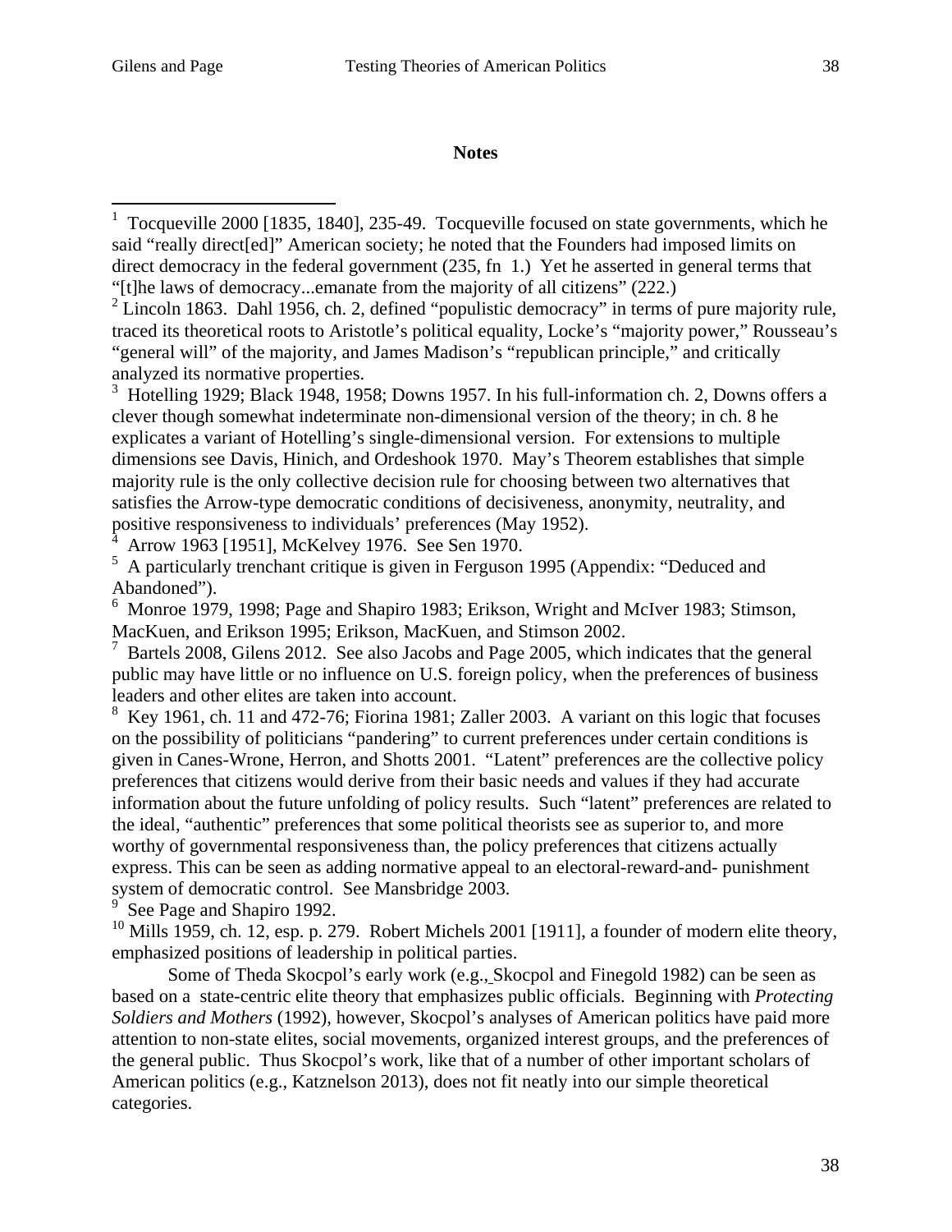**Notes**

[1] Tocqueville 2000 [1835, 1840], 235-49. Tocqueville focused on state governments, which he said "really direct[ed]" American society; he noted that the Founders had imposed limits on direct democracy in the federal government (235, fn 1.) Yet he asserted in general terms that "[t]he laws of democracy...emanate from the majority of all citizens" (222.)

[2] Lincoln 1863. Dahl 1956, ch. 2, defined "populistic democracy" in terms of pure majority rule, traced its theoretical roots to Aristotle's political equality, Locke's "majority power," Rousseau's "general will" of the majority, and James Madison's "republican principle," and critically analyzed its normative properties.

[3] Hotelling 1929; Black 1948, 1958; Downs 1957. In his full-information ch. 2, Downs offers a clever though somewhat indeterminate non-dimensional version of the theory; in ch. 8 he explicates a variant of Hotelling's single-dimensional version. For extensions to multiple dimensions see Davis, Hinich, and Ordeshook 1970. May's Theorem establishes that simple majority rule is the only collective decision rule for choosing between two alternatives that satisfies the Arrow-type democratic conditions of decisiveness, anonymity, neutrality, and positive responsiveness to individuals' preferences (May 1952).

[4] Arrow 1963 [1951], McKelvey 1976. See Sen 1970.

[5] A particularly trenchant critique is given in Ferguson 1995 (Appendix: "Deduced and Abandoned").

[6] Monroe 1979, 1998; Page and Shapiro 1983; Erikson, Wright and McIver 1983; Stimson, MacKuen, and Erikson 1995; Erikson, MacKuen, and Stimson 2002.

[7] Bartels 2008, Gilens 2012. See also Jacobs and Page 2005, which indicates that the general public may have little or no influence on U.S. foreign policy, when the preferences of business leaders and other elites are taken into account.

[8] Key 1961, ch. 11 and 472-76; Fiorina 1981; Zaller 2003. A variant on this logic that focuses on the possibility of politicians "pandering" to current preferences under certain conditions is given in Canes-Wrone, Herron, and Shotts 2001. "Latent" preferences are the collective policy preferences that citizens would derive from their basic needs and values if they had accurate information about the future unfolding of policy results. Such "latent" preferences are related to the ideal, "authentic" preferences that some political theorists see as superior to, and more worthy of governmental responsiveness than, the policy preferences that citizens actually express. This can be seen as adding normative appeal to an electoral-reward-and- punishment system of democratic control. See Mansbridge 2003.

[9] See Page and Shapiro 1992.

[10] Mills 1959, ch. 12, esp. p. 279. Robert Michels 2001 [1911], a founder of modern elite theory, emphasized positions of leadership in political parties.

Some of Theda Skocpol's early work (e.g., Skocpol and Finegold 1982) can be seen as based on a state-centric elite theory that emphasizes public officials. Beginning with *Protecting Soldiers and Mothers* (1992), however, Skocpol's analyses of American politics have paid more attention to non-state elites, social movements, organized interest groups, and the preferences of the general public. Thus Skocpol's work, like that of a number of other important scholars of American politics (e.g., Katznelson 2013), does not fit neatly into our simple theoretical categories.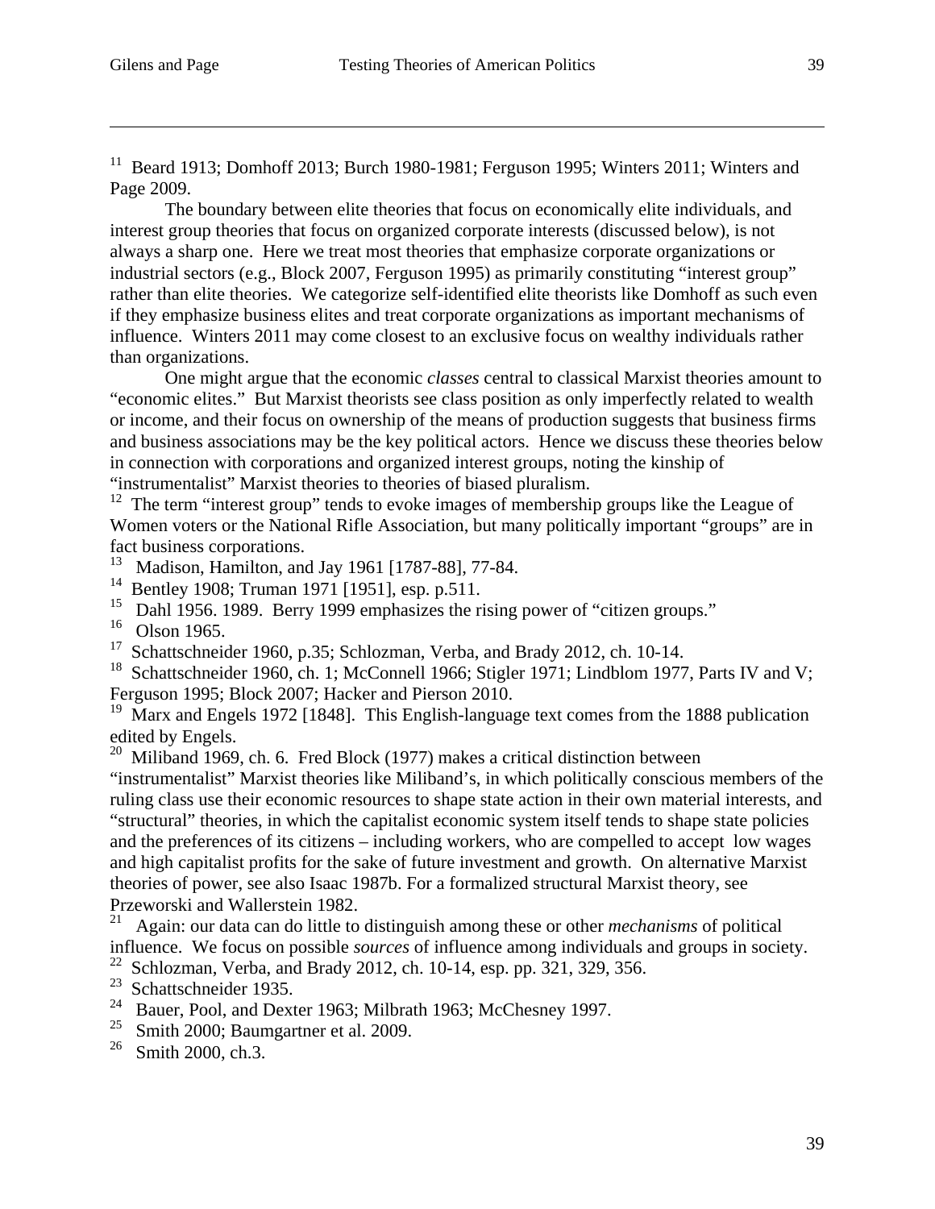[11] Beard 1913; Domhoff 2013; Burch 1980-1981; Ferguson 1995; Winters 2011; Winters and Page 2009.

The boundary between elite theories that focus on economically elite individuals, and interest group theories that focus on organized corporate interests (discussed below), is not always a sharp one. Here we treat most theories that emphasize corporate organizations or industrial sectors (e.g., Block 2007, Ferguson 1995) as primarily constituting "interest group" rather than elite theories. We categorize self-identified elite theorists like Domhoff as such even if they emphasize business elites and treat corporate organizations as important mechanisms of influence. Winters 2011 may come closest to an exclusive focus on wealthy individuals rather than organizations.

One might argue that the economic *classes* central to classical Marxist theories amount to "economic elites." But Marxist theorists see class position as only imperfectly related to wealth or income, and their focus on ownership of the means of production suggests that business firms and business associations may be the key political actors. Hence we discuss these theories below in connection with corporations and organized interest groups, noting the kinship of "instrumentalist" Marxist theories to theories of biased pluralism.

[12] The term "interest group" tends to evoke images of membership groups like the League of Women voters or the National Rifle Association, but many politically important "groups" are in fact business corporations.

[13] Madison, Hamilton, and Jay 1961 [1787-88], 77-84.

[14] Bentley 1908; Truman 1971 [1951], esp. p.511.

[15] Dahl 1956. 1989. Berry 1999 emphasizes the rising power of "citizen groups."

[16] Olson 1965.

[17] Schattschneider 1960, p.35; Schlozman, Verba, and Brady 2012, ch. 10-14.

[18] Schattschneider 1960, ch. 1; McConnell 1966; Stigler 1971; Lindblom 1977, Parts IV and V; Ferguson 1995; Block 2007; Hacker and Pierson 2010.

[19] Marx and Engels 1972 [1848]. This English-language text comes from the 1888 publication edited by Engels.

[20] Miliband 1969, ch. 6. Fred Block (1977) makes a critical distinction between "instrumentalist" Marxist theories like Miliband's, in which politically conscious members of the ruling class use their economic resources to shape state action in their own material interests, and "structural" theories, in which the capitalist economic system itself tends to shape state policies and the preferences of its citizens – including workers, who are compelled to accept low wages and high capitalist profits for the sake of future investment and growth. On alternative Marxist theories of power, see also Isaac 1987b. For a formalized structural Marxist theory, see Przeworski and Wallerstein 1982.

[21] Again: our data can do little to distinguish among these or other *mechanisms* of political influence. We focus on possible *sources* of influence among individuals and groups in society.

[22] Schlozman, Verba, and Brady 2012, ch. 10-14, esp. pp. 321, 329, 356.

[23] Schattschneider 1935.

[24] Bauer, Pool, and Dexter 1963; Milbrath 1963; McChesney 1997.

[25] Smith 2000; Baumgartner et al. 2009.

[26] Smith 2000, ch.3.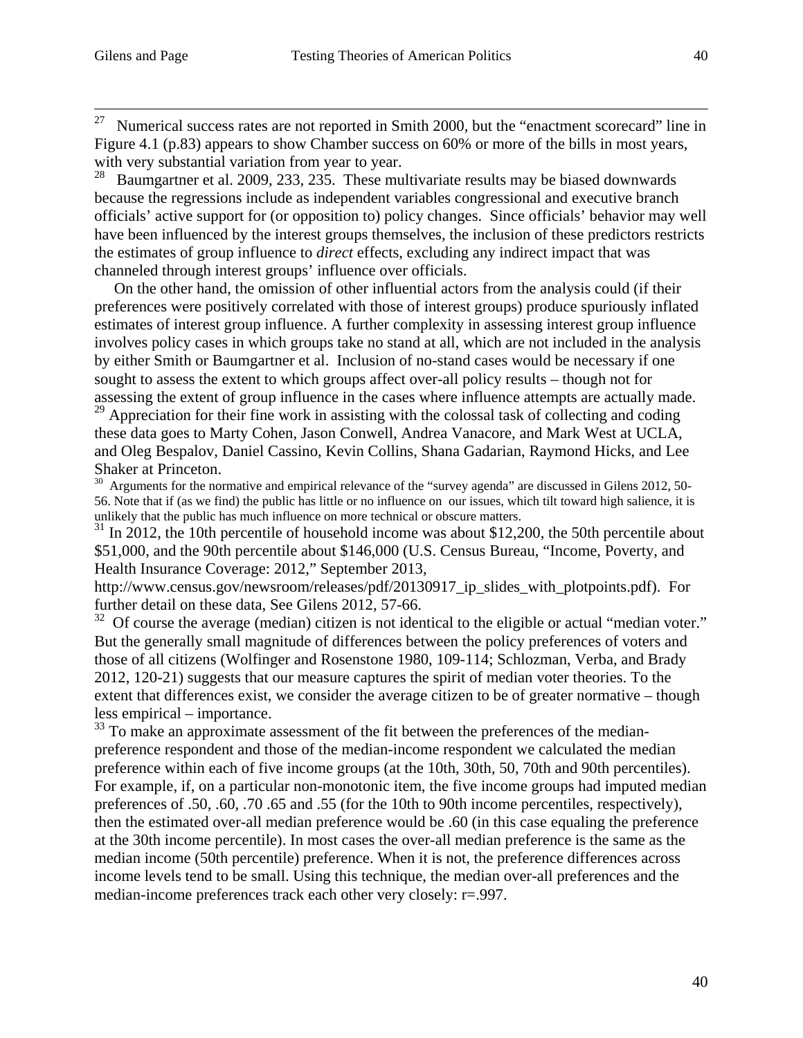[27] Numerical success rates are not reported in Smith 2000, but the "enactment scorecard" line in Figure 4.1 (p.83) appears to show Chamber success on 60% or more of the bills in most years, with very substantial variation from year to year.

[28] Baumgartner et al. 2009, 233, 235. These multivariate results may be biased downwards because the regressions include as independent variables congressional and executive branch officials' active support for (or opposition to) policy changes. Since officials' behavior may well have been influenced by the interest groups themselves, the inclusion of these predictors restricts the estimates of group influence to *direct* effects, excluding any indirect impact that was channeled through interest groups' influence over officials.

On the other hand, the omission of other influential actors from the analysis could (if their preferences were positively correlated with those of interest groups) produce spuriously inflated estimates of interest group influence. A further complexity in assessing interest group influence involves policy cases in which groups take no stand at all, which are not included in the analysis by either Smith or Baumgartner et al. Inclusion of no-stand cases would be necessary if one sought to assess the extent to which groups affect over-all policy results – though not for assessing the extent of group influence in the cases where influence attempts are actually made.

[29] Appreciation for their fine work in assisting with the colossal task of collecting and coding these data goes to Marty Cohen, Jason Conwell, Andrea Vanacore, and Mark West at UCLA, and Oleg Bespalov, Daniel Cassino, Kevin Collins, Shana Gadarian, Raymond Hicks, and Lee Shaker at Princeton.

[30] Arguments for the normative and empirical relevance of the "survey agenda" are discussed in Gilens 2012, 50-56. Note that if (as we find) the public has little or no influence on our issues, which tilt toward high salience, it is unlikely that the public has much influence on more technical or obscure matters.

[31] In 2012, the 10th percentile of household income was about $12,200, the 50th percentile about $51,000, and the 90th percentile about $146,000 (U.S. Census Bureau, "Income, Poverty, and Health Insurance Coverage: 2012," September 2013, http://www.census.gov/newsroom/releases/pdf/20130917_ip_slides_with_plotpoints.pdf). For further detail on these data, See Gilens 2012, 57-66.

[32] Of course the average (median) citizen is not identical to the eligible or actual "median voter." But the generally small magnitude of differences between the policy preferences of voters and those of all citizens (Wolfinger and Rosenstone 1980, 109-114; Schlozman, Verba, and Brady 2012, 120-21) suggests that our measure captures the spirit of median voter theories. To the extent that differences exist, we consider the average citizen to be of greater normative – though less empirical – importance.

[33] To make an approximate assessment of the fit between the preferences of the median-preference respondent and those of the median-income respondent we calculated the median preference within each of five income groups (at the 10th, 30th, 50, 70th and 90th percentiles). For example, if, on a particular non-monotonic item, the five income groups had imputed median preferences of .50, .60, .70 .65 and .55 (for the 10th to 90th income percentiles, respectively), then the estimated over-all median preference would be .60 (in this case equaling the preference at the 30th income percentile). In most cases the over-all median preference is the same as the median income (50th percentile) preference. When it is not, the preference differences across income levels tend to be small. Using this technique, the median over-all preferences and the median-income preferences track each other very closely: r=.997.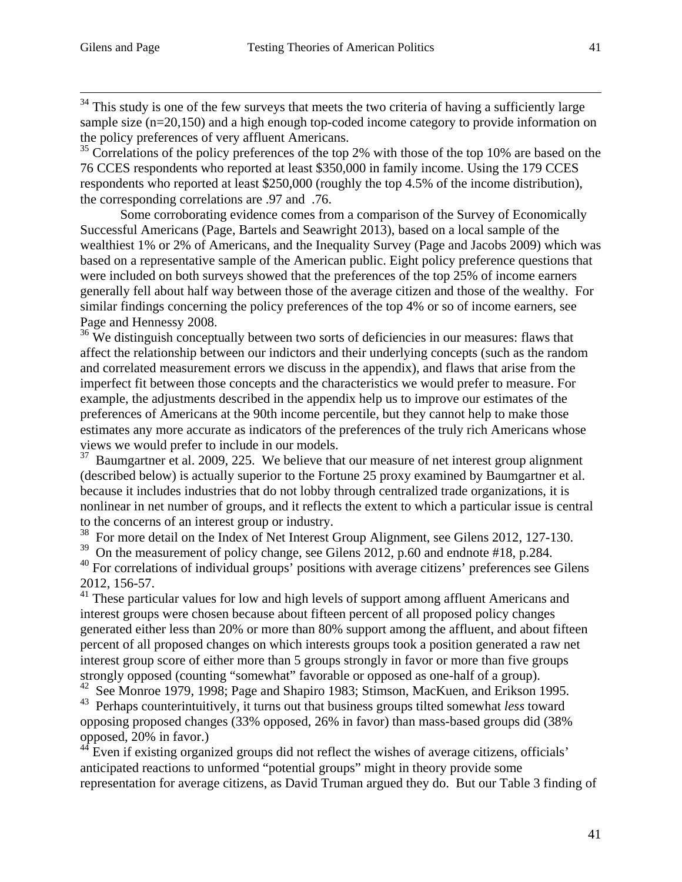[34] This study is one of the few surveys that meets the two criteria of having a sufficiently large sample size (n=20,150) and a high enough top-coded income category to provide information on the policy preferences of very affluent Americans.

[35] Correlations of the policy preferences of the top 2% with those of the top 10% are based on the 76 CCES respondents who reported at least $350,000 in family income. Using the 179 CCES respondents who reported at least $250,000 (roughly the top 4.5% of the income distribution), the corresponding correlations are .97 and .76.

Some corroborating evidence comes from a comparison of the Survey of Economically Successful Americans (Page, Bartels and Seawright 2013), based on a local sample of the wealthiest 1% or 2% of Americans, and the Inequality Survey (Page and Jacobs 2009) which was based on a representative sample of the American public. Eight policy preference questions that were included on both surveys showed that the preferences of the top 25% of income earners generally fell about half way between those of the average citizen and those of the wealthy. For similar findings concerning the policy preferences of the top 4% or so of income earners, see Page and Hennessy 2008.

[36] We distinguish conceptually between two sorts of deficiencies in our measures: flaws that affect the relationship between our indictors and their underlying concepts (such as the random and correlated measurement errors we discuss in the appendix), and flaws that arise from the imperfect fit between those concepts and the characteristics we would prefer to measure. For example, the adjustments described in the appendix help us to improve our estimates of the preferences of Americans at the 90th income percentile, but they cannot help to make those estimates any more accurate as indicators of the preferences of the truly rich Americans whose views we would prefer to include in our models.

[37] Baumgartner et al. 2009, 225. We believe that our measure of net interest group alignment (described below) is actually superior to the Fortune 25 proxy examined by Baumgartner et al. because it includes industries that do not lobby through centralized trade organizations, it is nonlinear in net number of groups, and it reflects the extent to which a particular issue is central to the concerns of an interest group or industry.

[38] For more detail on the Index of Net Interest Group Alignment, see Gilens 2012, 127-130.

[39] On the measurement of policy change, see Gilens 2012, p.60 and endnote #18, p.284.

[40] For correlations of individual groups' positions with average citizens' preferences see Gilens 2012, 156-57.

[41] These particular values for low and high levels of support among affluent Americans and interest groups were chosen because about fifteen percent of all proposed policy changes generated either less than 20% or more than 80% support among the affluent, and about fifteen percent of all proposed changes on which interests groups took a position generated a raw net interest group score of either more than 5 groups strongly in favor or more than five groups strongly opposed (counting "somewhat" favorable or opposed as one-half of a group).

[42] See Monroe 1979, 1998; Page and Shapiro 1983; Stimson, MacKuen, and Erikson 1995.

[43] Perhaps counterintuitively, it turns out that business groups tilted somewhat *less* toward opposing proposed changes (33% opposed, 26% in favor) than mass-based groups did (38% opposed, 20% in favor.)

[44] Even if existing organized groups did not reflect the wishes of average citizens, officials' anticipated reactions to unformed "potential groups" might in theory provide some representation for average citizens, as David Truman argued they do. But our Table 3 finding of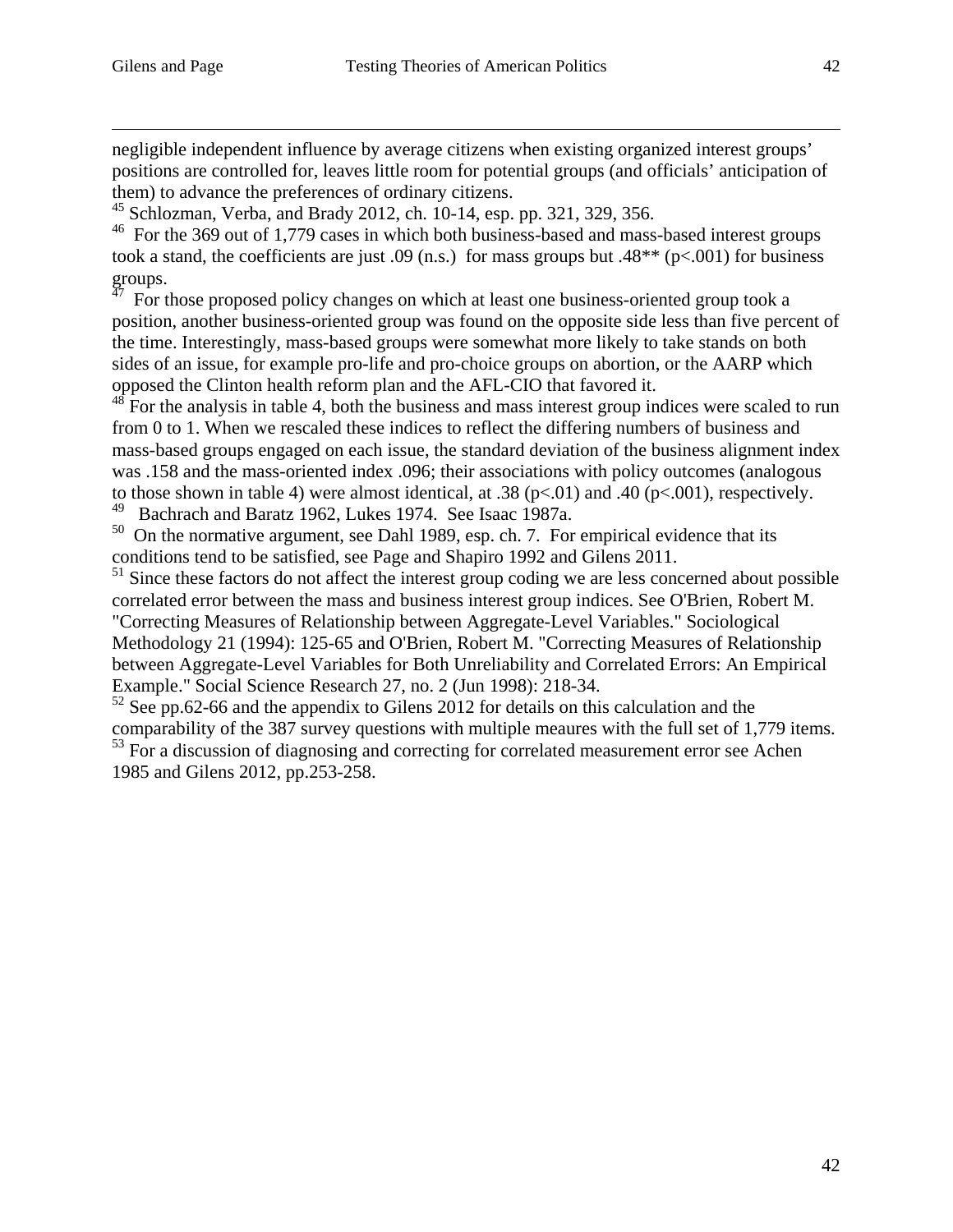negligible independent influence by average citizens when existing organized interest groups' positions are controlled for, leaves little room for potential groups (and officials' anticipation of them) to advance the preferences of ordinary citizens.

[45] Schlozman, Verba, and Brady 2012, ch. 10-14, esp. pp. 321, 329, 356.

[46] For the 369 out of 1,779 cases in which both business-based and mass-based interest groups took a stand, the coefficients are just .09 (n.s.) for mass groups but .48** ($p<.001$) for business groups.

[47] For those proposed policy changes on which at least one business-oriented group took a position, another business-oriented group was found on the opposite side less than five percent of the time. Interestingly, mass-based groups were somewhat more likely to take stands on both sides of an issue, for example pro-life and pro-choice groups on abortion, or the AARP which opposed the Clinton health reform plan and the AFL-CIO that favored it.

[48] For the analysis in table 4, both the business and mass interest group indices were scaled to run from 0 to 1. When we rescaled these indices to reflect the differing numbers of business and mass-based groups engaged on each issue, the standard deviation of the business alignment index was .158 and the mass-oriented index .096; their associations with policy outcomes (analogous to those shown in table 4) were almost identical, at .38 ($p<.01$) and .40 ($p<.001$), respectively.

[49] Bachrach and Baratz 1962, Lukes 1974. See Isaac 1987a.

[50] On the normative argument, see Dahl 1989, esp. ch. 7. For empirical evidence that its conditions tend to be satisfied, see Page and Shapiro 1992 and Gilens 2011.

[51] Since these factors do not affect the interest group coding we are less concerned about possible correlated error between the mass and business interest group indices. See O'Brien, Robert M. "Correcting Measures of Relationship between Aggregate-Level Variables." Sociological Methodology 21 (1994): 125-65 and O'Brien, Robert M. "Correcting Measures of Relationship between Aggregate-Level Variables for Both Unreliability and Correlated Errors: An Empirical Example." Social Science Research 27, no. 2 (Jun 1998): 218-34.

[52] See pp.62-66 and the appendix to Gilens 2012 for details on this calculation and the comparability of the 387 survey questions with multiple meaures with the full set of 1,779 items.

[53] For a discussion of diagnosing and correcting for correlated measurement error see Achen 1985 and Gilens 2012, pp.253-258.